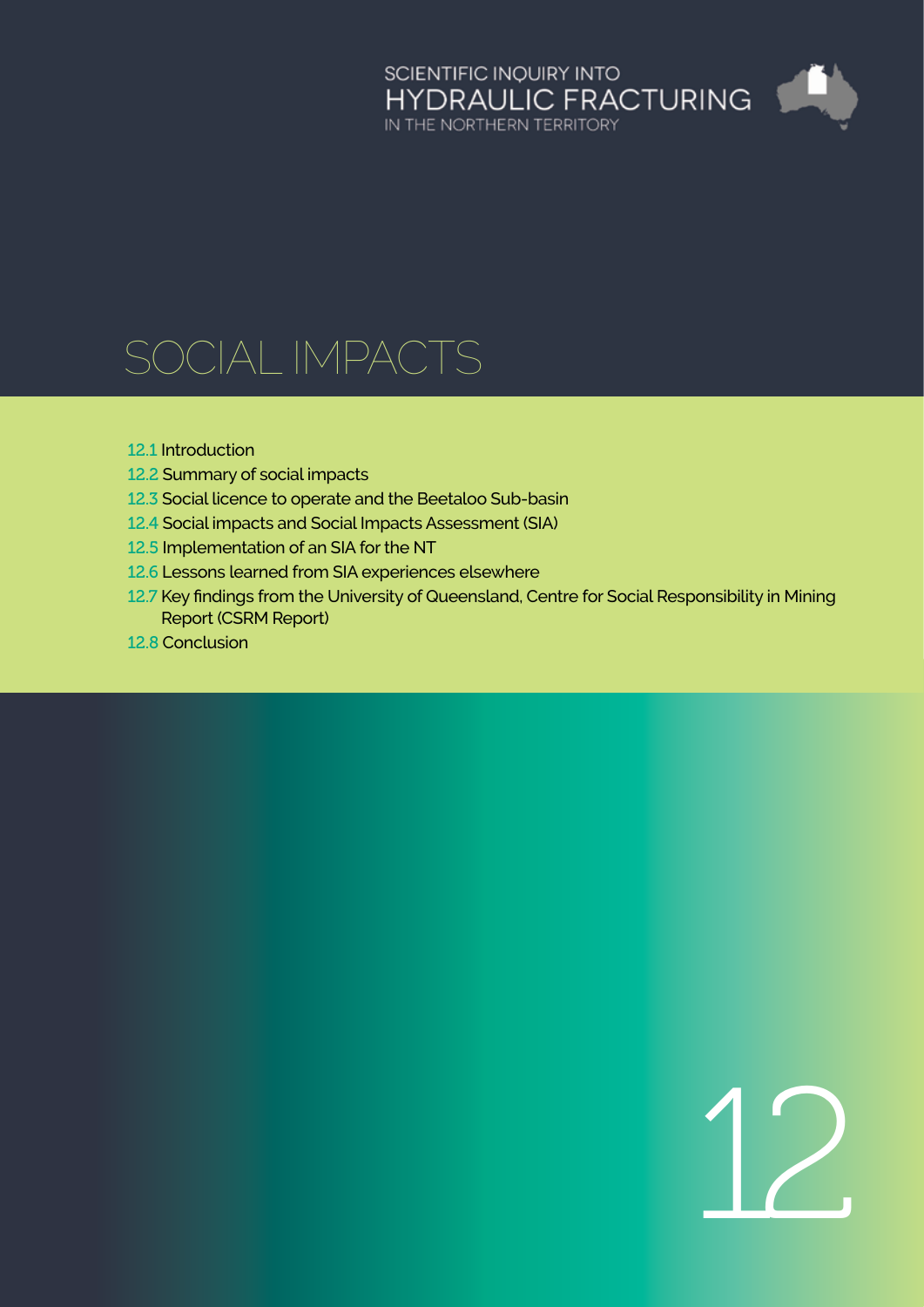SCIENTIFIC INQUIRY INTO
HYDRAULIC FRACTURING
IN THE NORTHERN TERRITORY

# SOCIAL IMPACTS

- 12.1 Introduction
- 12.2 Summary of social impacts
- 12.3 Social licence to operate and the Beetaloo Sub-basin
- 12.4 Social impacts and Social Impacts Assessment (SIA)
- 12.5 Implementation of an SIA for the NT
- 12.6 Lessons learned from SIA experiences elsewhere
- 12.7 Key findings from the University of Queensland, Centre for Social Responsibility in Mining Report (CSRM Report)
- 12.8 Conclusion

12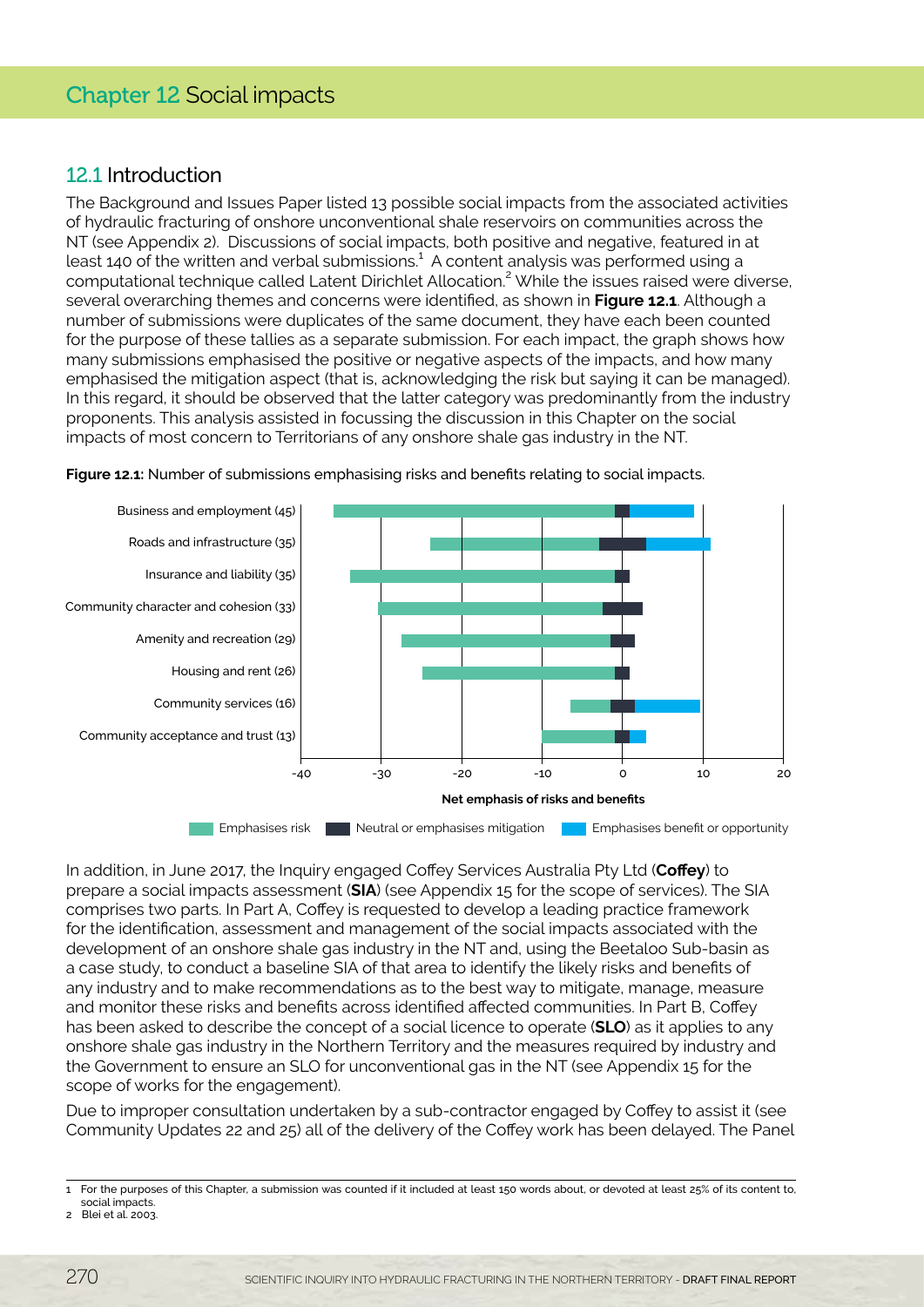# Chapter 12 Social impacts

## 12.1 Introduction

The Background and Issues Paper listed 13 possible social impacts from the associated activities of hydraulic fracturing of onshore unconventional shale reservoirs on communities across the NT (see Appendix 2). Discussions of social impacts, both positive and negative, featured in at least 140 of the written and verbal submissions.[1] A content analysis was performed using a computational technique called Latent Dirichlet Allocation.[2] While the issues raised were diverse, several overarching themes and concerns were identified, as shown in **Figure 12.1**. Although a number of submissions were duplicates of the same document, they have each been counted for the purpose of these tallies as a separate submission. For each impact, the graph shows how many submissions emphasised the positive or negative aspects of the impacts, and how many emphasised the mitigation aspect (that is, acknowledging the risk but saying it can be managed). In this regard, it should be observed that the latter category was predominantly from the industry proponents. This analysis assisted in focussing the discussion in this Chapter on the social impacts of most concern to Territorians of any onshore shale gas industry in the NT.

**Figure 12.1:** Number of submissions emphasising risks and benefits relating to social impacts.

In addition, in June 2017, the Inquiry engaged Coffey Services Australia Pty Ltd (**Coffey**) to prepare a social impacts assessment (**SIA**) (see Appendix 15 for the scope of services). The SIA comprises two parts. In Part A, Coffey is requested to develop a leading practice framework for the identification, assessment and management of the social impacts associated with the development of an onshore shale gas industry in the NT and, using the Beetaloo Sub-basin as a case study, to conduct a baseline SIA of that area to identify the likely risks and benefits of any industry and to make recommendations as to the best way to mitigate, manage, measure and monitor these risks and benefits across identified affected communities. In Part B, Coffey has been asked to describe the concept of a social licence to operate (**SLO**) as it applies to any onshore shale gas industry in the Northern Territory and the measures required by industry and the Government to ensure an SLO for unconventional gas in the NT (see Appendix 15 for the scope of works for the engagement).

Due to improper consultation undertaken by a sub-contractor engaged by Coffey to assist it (see Community Updates 22 and 25) all of the delivery of the Coffey work has been delayed. The Panel

---

1 For the purposes of this Chapter, a submission was counted if it included at least 150 words about, or devoted at least 25% of its content to, social impacts.

2 Blei et al. 2003.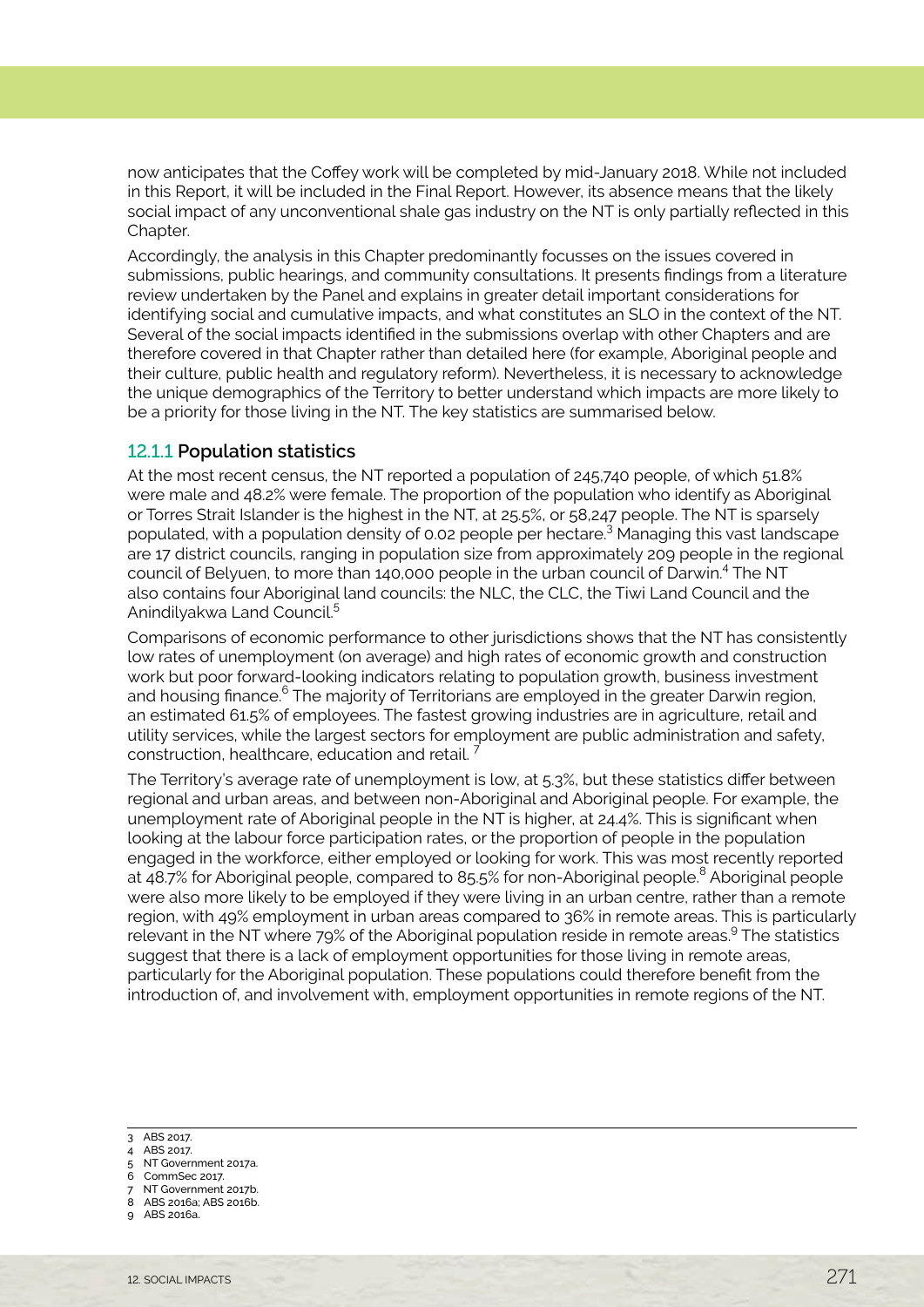now anticipates that the Coffey work will be completed by mid-January 2018. While not included in this Report, it will be included in the Final Report. However, its absence means that the likely social impact of any unconventional shale gas industry on the NT is only partially reflected in this Chapter.

Accordingly, the analysis in this Chapter predominantly focusses on the issues covered in submissions, public hearings, and community consultations. It presents findings from a literature review undertaken by the Panel and explains in greater detail important considerations for identifying social and cumulative impacts, and what constitutes an SLO in the context of the NT. Several of the social impacts identified in the submissions overlap with other Chapters and are therefore covered in that Chapter rather than detailed here (for example, Aboriginal people and their culture, public health and regulatory reform). Nevertheless, it is necessary to acknowledge the unique demographics of the Territory to better understand which impacts are more likely to be a priority for those living in the NT. The key statistics are summarised below.

### 12.1.1 Population statistics

At the most recent census, the NT reported a population of 245,740 people, of which 51.8% were male and 48.2% were female. The proportion of the population who identify as Aboriginal or Torres Strait Islander is the highest in the NT, at 25.5%, or 58,247 people. The NT is sparsely populated, with a population density of 0.02 people per hectare.[3] Managing this vast landscape are 17 district councils, ranging in population size from approximately 209 people in the regional council of Belyuen, to more than 140,000 people in the urban council of Darwin.[4] The NT also contains four Aboriginal land councils: the NLC, the CLC, the Tiwi Land Council and the Anindilyakwa Land Council.[5]

Comparisons of economic performance to other jurisdictions shows that the NT has consistently low rates of unemployment (on average) and high rates of economic growth and construction work but poor forward-looking indicators relating to population growth, business investment and housing finance.[6] The majority of Territorians are employed in the greater Darwin region, an estimated 61.5% of employees. The fastest growing industries are in agriculture, retail and utility services, while the largest sectors for employment are public administration and safety, construction, healthcare, education and retail.[7]

The Territory's average rate of unemployment is low, at 5.3%, but these statistics differ between regional and urban areas, and between non-Aboriginal and Aboriginal people. For example, the unemployment rate of Aboriginal people in the NT is higher, at 24.4%. This is significant when looking at the labour force participation rates, or the proportion of people in the population engaged in the workforce, either employed or looking for work. This was most recently reported at 48.7% for Aboriginal people, compared to 85.5% for non-Aboriginal people.[8] Aboriginal people were also more likely to be employed if they were living in an urban centre, rather than a remote region, with 49% employment in urban areas compared to 36% in remote areas. This is particularly relevant in the NT where 79% of the Aboriginal population reside in remote areas.[9] The statistics suggest that there is a lack of employment opportunities for those living in remote areas, particularly for the Aboriginal population. These populations could therefore benefit from the introduction of, and involvement with, employment opportunities in remote regions of the NT.

---

3 ABS 2017.
4 ABS 2017.
5 NT Government 2017a.
6 CommSec 2017.
7 NT Government 2017b.
8 ABS 2016a; ABS 2016b.
9 ABS 2016a.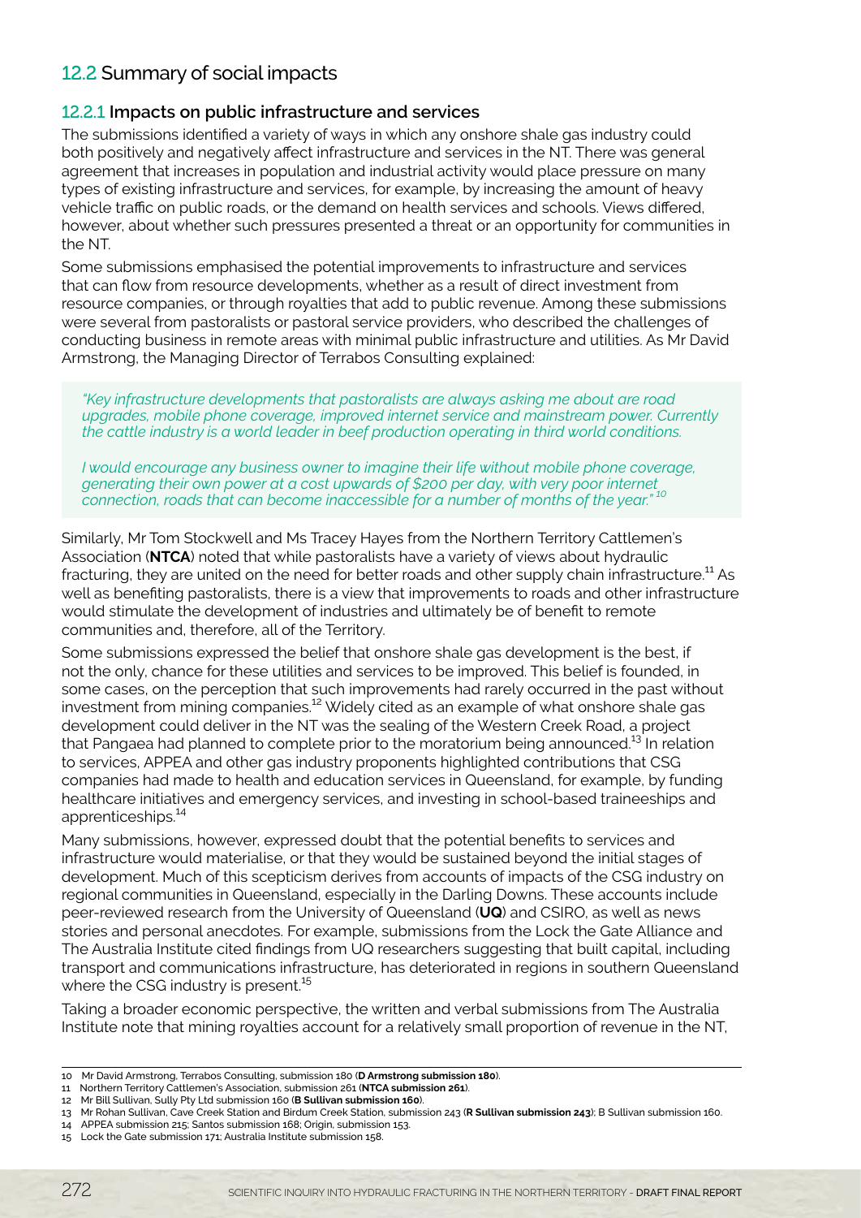## 12.2 Summary of social impacts

### 12.2.1 Impacts on public infrastructure and services

The submissions identified a variety of ways in which any onshore shale gas industry could both positively and negatively affect infrastructure and services in the NT. There was general agreement that increases in population and industrial activity would place pressure on many types of existing infrastructure and services, for example, by increasing the amount of heavy vehicle traffic on public roads, or the demand on health services and schools. Views differed, however, about whether such pressures presented a threat or an opportunity for communities in the NT.

Some submissions emphasised the potential improvements to infrastructure and services that can flow from resource developments, whether as a result of direct investment from resource companies, or through royalties that add to public revenue. Among these submissions were several from pastoralists or pastoral service providers, who described the challenges of conducting business in remote areas with minimal public infrastructure and utilities. As Mr David Armstrong, the Managing Director of Terrabos Consulting explained:

> *"Key infrastructure developments that pastoralists are always asking me about are road upgrades, mobile phone coverage, improved internet service and mainstream power. Currently the cattle industry is a world leader in beef production operating in third world conditions.*
>
> *I would encourage any business owner to imagine their life without mobile phone coverage, generating their own power at a cost upwards of $200 per day, with very poor internet connection, roads that can become inaccessible for a number of months of the year."* [10]

Similarly, Mr Tom Stockwell and Ms Tracey Hayes from the Northern Territory Cattlemen's Association (**NTCA**) noted that while pastoralists have a variety of views about hydraulic fracturing, they are united on the need for better roads and other supply chain infrastructure.[11] As well as benefiting pastoralists, there is a view that improvements to roads and other infrastructure would stimulate the development of industries and ultimately be of benefit to remote communities and, therefore, all of the Territory.

Some submissions expressed the belief that onshore shale gas development is the best, if not the only, chance for these utilities and services to be improved. This belief is founded, in some cases, on the perception that such improvements had rarely occurred in the past without investment from mining companies.[12] Widely cited as an example of what onshore shale gas development could deliver in the NT was the sealing of the Western Creek Road, a project that Pangaea had planned to complete prior to the moratorium being announced.[13] In relation to services, APPEA and other gas industry proponents highlighted contributions that CSG companies had made to health and education services in Queensland, for example, by funding healthcare initiatives and emergency services, and investing in school-based traineeships and apprenticeships.[14]

Many submissions, however, expressed doubt that the potential benefits to services and infrastructure would materialise, or that they would be sustained beyond the initial stages of development. Much of this scepticism derives from accounts of impacts of the CSG industry on regional communities in Queensland, especially in the Darling Downs. These accounts include peer-reviewed research from the University of Queensland (**UQ**) and CSIRO, as well as news stories and personal anecdotes. For example, submissions from the Lock the Gate Alliance and The Australia Institute cited findings from UQ researchers suggesting that built capital, including transport and communications infrastructure, has deteriorated in regions in southern Queensland where the CSG industry is present.[15]

Taking a broader economic perspective, the written and verbal submissions from The Australia Institute note that mining royalties account for a relatively small proportion of revenue in the NT,

---

10 Mr David Armstrong, Terrabos Consulting, submission 180 (**D Armstrong submission 180**).

11 Northern Territory Cattlemen's Association, submission 261 (**NTCA submission 261**).

12 Mr Bill Sullivan, Sully Pty Ltd submission 160 (**B Sullivan submission 160**).

13 Mr Rohan Sullivan, Cave Creek Station and Birdum Creek Station, submission 243 (**R Sullivan submission 243**); B Sullivan submission 160.

14 APPEA submission 215; Santos submission 168; Origin, submission 153.

15 Lock the Gate submission 171; Australia Institute submission 158.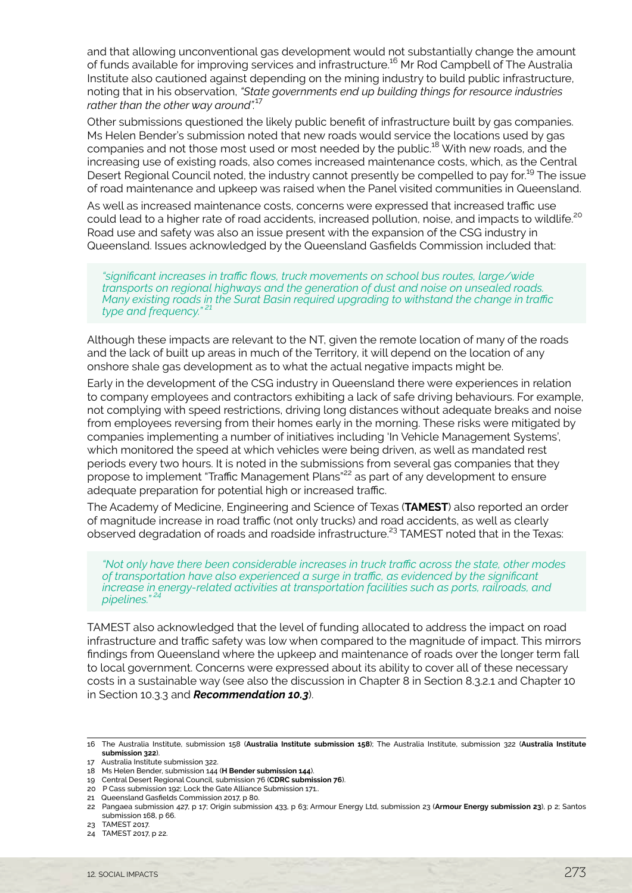and that allowing unconventional gas development would not substantially change the amount of funds available for improving services and infrastructure.[16] Mr Rod Campbell of The Australia Institute also cautioned against depending on the mining industry to build public infrastructure, noting that in his observation, *"State governments end up building things for resource industries rather than the other way around"*.[17]

Other submissions questioned the likely public benefit of infrastructure built by gas companies. Ms Helen Bender's submission noted that new roads would service the locations used by gas companies and not those most used or most needed by the public.[18] With new roads, and the increasing use of existing roads, also comes increased maintenance costs, which, as the Central Desert Regional Council noted, the industry cannot presently be compelled to pay for.[19] The issue of road maintenance and upkeep was raised when the Panel visited communities in Queensland.

As well as increased maintenance costs, concerns were expressed that increased traffic use could lead to a higher rate of road accidents, increased pollution, noise, and impacts to wildlife.[20] Road use and safety was also an issue present with the expansion of the CSG industry in Queensland. Issues acknowledged by the Queensland Gasfields Commission included that:

> *"significant increases in traffic flows, truck movements on school bus routes, large/wide transports on regional highways and the generation of dust and noise on unsealed roads. Many existing roads in the Surat Basin required upgrading to withstand the change in traffic type and frequency."* [21]

Although these impacts are relevant to the NT, given the remote location of many of the roads and the lack of built up areas in much of the Territory, it will depend on the location of any onshore shale gas development as to what the actual negative impacts might be.

Early in the development of the CSG industry in Queensland there were experiences in relation to company employees and contractors exhibiting a lack of safe driving behaviours. For example, not complying with speed restrictions, driving long distances without adequate breaks and noise from employees reversing from their homes early in the morning. These risks were mitigated by companies implementing a number of initiatives including 'In Vehicle Management Systems', which monitored the speed at which vehicles were being driven, as well as mandated rest periods every two hours. It is noted in the submissions from several gas companies that they propose to implement "Traffic Management Plans"[22] as part of any development to ensure adequate preparation for potential high or increased traffic.

The Academy of Medicine, Engineering and Science of Texas (**TAMEST**) also reported an order of magnitude increase in road traffic (not only trucks) and road accidents, as well as clearly observed degradation of roads and roadside infrastructure.[23] TAMEST noted that in the Texas:

> *"Not only have there been considerable increases in truck traffic across the state, other modes of transportation have also experienced a surge in traffic, as evidenced by the significant increase in energy-related activities at transportation facilities such as ports, railroads, and pipelines."* [24]

TAMEST also acknowledged that the level of funding allocated to address the impact on road infrastructure and traffic safety was low when compared to the magnitude of impact. This mirrors findings from Queensland where the upkeep and maintenance of roads over the longer term fall to local government. Concerns were expressed about its ability to cover all of these necessary costs in a sustainable way (see also the discussion in Chapter 8 in Section 8.3.2.1 and Chapter 10 in Section 10.3.3 and ***Recommendation 10.3***).

---

16 The Australia Institute, submission 158 (**Australia Institute submission 158**); The Australia Institute, submission 322 (**Australia Institute submission 322**).

17 Australia Institute submission 322.

18 Ms Helen Bender, submission 144 (**H Bender submission 144**).

19 Central Desert Regional Council, submission 76 (**CDRC submission 76**).

20 P Cass submission 192; Lock the Gate Alliance Submission 171..

21 Queensland Gasfields Commission 2017, p 80.

22 Pangaea submission 427, p 17; Origin submission 433, p 63; Armour Energy Ltd, submission 23 (**Armour Energy submission 23**), p 2; Santos submission 168, p 66.

23 TAMEST 2017.

24 TAMEST 2017, p 22.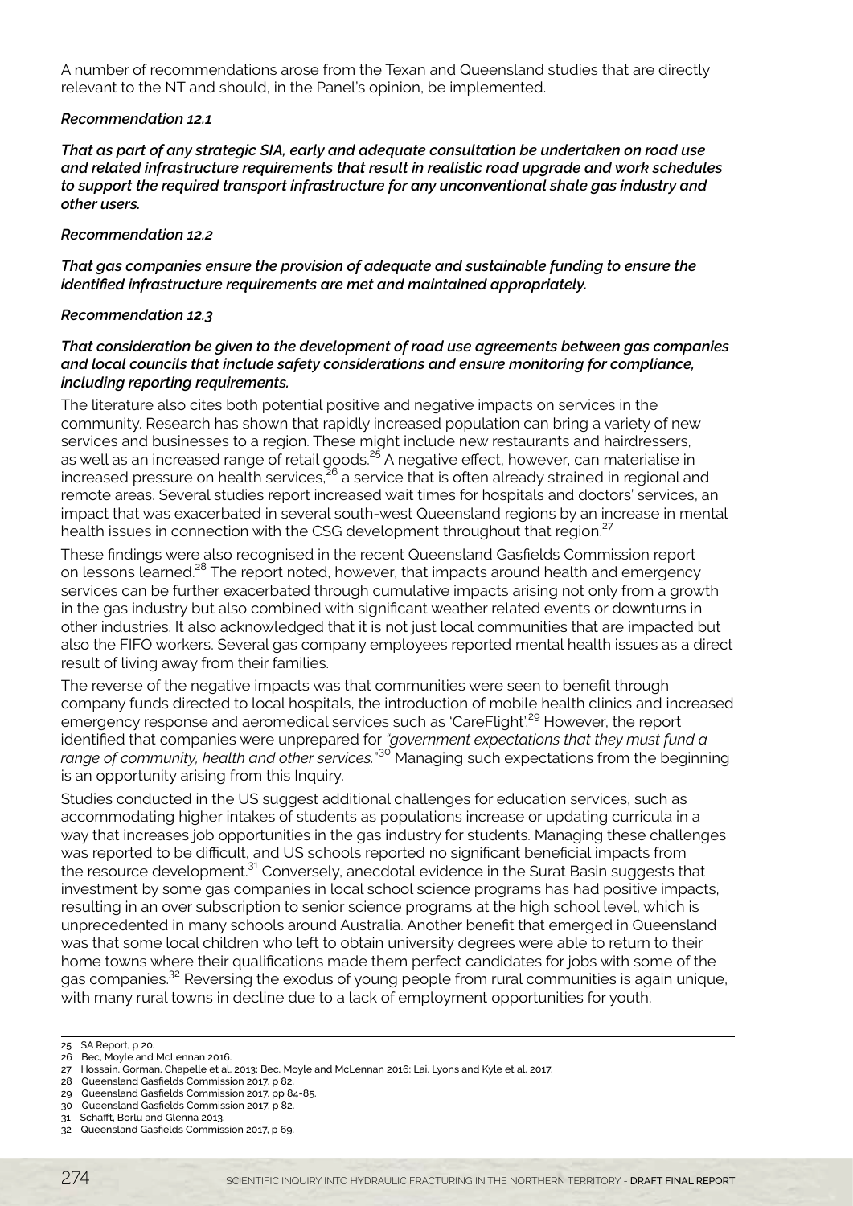A number of recommendations arose from the Texan and Queensland studies that are directly relevant to the NT and should, in the Panel's opinion, be implemented.

***Recommendation 12.1***

***That as part of any strategic SIA, early and adequate consultation be undertaken on road use and related infrastructure requirements that result in realistic road upgrade and work schedules to support the required transport infrastructure for any unconventional shale gas industry and other users.***

***Recommendation 12.2***

***That gas companies ensure the provision of adequate and sustainable funding to ensure the identified infrastructure requirements are met and maintained appropriately.***

***Recommendation 12.3***

***That consideration be given to the development of road use agreements between gas companies and local councils that include safety considerations and ensure monitoring for compliance, including reporting requirements.***

The literature also cites both potential positive and negative impacts on services in the community. Research has shown that rapidly increased population can bring a variety of new services and businesses to a region. These might include new restaurants and hairdressers, as well as an increased range of retail goods.[25] A negative effect, however, can materialise in increased pressure on health services,[26] a service that is often already strained in regional and remote areas. Several studies report increased wait times for hospitals and doctors' services, an impact that was exacerbated in several south-west Queensland regions by an increase in mental health issues in connection with the CSG development throughout that region.[27]

These findings were also recognised in the recent Queensland Gasfields Commission report on lessons learned.[28] The report noted, however, that impacts around health and emergency services can be further exacerbated through cumulative impacts arising not only from a growth in the gas industry but also combined with significant weather related events or downturns in other industries. It also acknowledged that it is not just local communities that are impacted but also the FIFO workers. Several gas company employees reported mental health issues as a direct result of living away from their families.

The reverse of the negative impacts was that communities were seen to benefit through company funds directed to local hospitals, the introduction of mobile health clinics and increased emergency response and aeromedical services such as 'CareFlight'.[29] However, the report identified that companies were unprepared for *"government expectations that they must fund a range of community, health and other services."*[30] Managing such expectations from the beginning is an opportunity arising from this Inquiry.

Studies conducted in the US suggest additional challenges for education services, such as accommodating higher intakes of students as populations increase or updating curricula in a way that increases job opportunities in the gas industry for students. Managing these challenges was reported to be difficult, and US schools reported no significant beneficial impacts from the resource development.[31] Conversely, anecdotal evidence in the Surat Basin suggests that investment by some gas companies in local school science programs has had positive impacts, resulting in an over subscription to senior science programs at the high school level, which is unprecedented in many schools around Australia. Another benefit that emerged in Queensland was that some local children who left to obtain university degrees were able to return to their home towns where their qualifications made them perfect candidates for jobs with some of the gas companies.[32] Reversing the exodus of young people from rural communities is again unique, with many rural towns in decline due to a lack of employment opportunities for youth.

---

25 SA Report, p 20.
26 Bec, Moyle and McLennan 2016.
27 Hossain, Gorman, Chapelle et al. 2013; Bec, Moyle and McLennan 2016; Lai, Lyons and Kyle et al. 2017.
28 Queensland Gasfields Commission 2017, p 82.
29 Queensland Gasfields Commission 2017, pp 84-85.
30 Queensland Gasfields Commission 2017, p 82.
31 Schafft, Borlu and Glenna 2013.
32 Queensland Gasfields Commission 2017, p 69.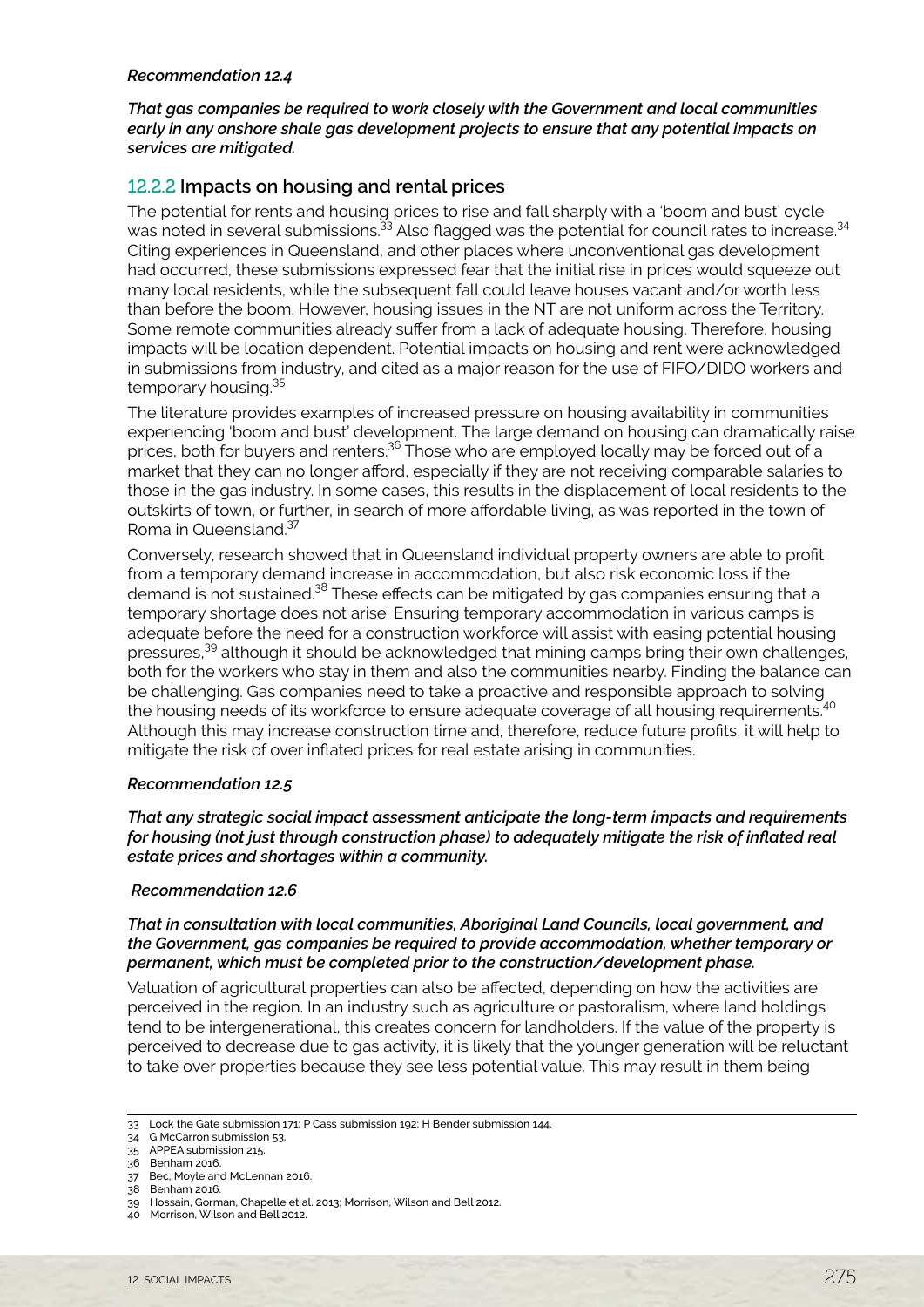*Recommendation 12.4*

***That gas companies be required to work closely with the Government and local communities early in any onshore shale gas development projects to ensure that any potential impacts on services are mitigated.***

### 12.2.2 Impacts on housing and rental prices

The potential for rents and housing prices to rise and fall sharply with a 'boom and bust' cycle was noted in several submissions.[33] Also flagged was the potential for council rates to increase.[34] Citing experiences in Queensland, and other places where unconventional gas development had occurred, these submissions expressed fear that the initial rise in prices would squeeze out many local residents, while the subsequent fall could leave houses vacant and/or worth less than before the boom. However, housing issues in the NT are not uniform across the Territory. Some remote communities already suffer from a lack of adequate housing. Therefore, housing impacts will be location dependent. Potential impacts on housing and rent were acknowledged in submissions from industry, and cited as a major reason for the use of FIFO/DIDO workers and temporary housing.[35]

The literature provides examples of increased pressure on housing availability in communities experiencing 'boom and bust' development. The large demand on housing can dramatically raise prices, both for buyers and renters.[36] Those who are employed locally may be forced out of a market that they can no longer afford, especially if they are not receiving comparable salaries to those in the gas industry. In some cases, this results in the displacement of local residents to the outskirts of town, or further, in search of more affordable living, as was reported in the town of Roma in Queensland.[37]

Conversely, research showed that in Queensland individual property owners are able to profit from a temporary demand increase in accommodation, but also risk economic loss if the demand is not sustained.[38] These effects can be mitigated by gas companies ensuring that a temporary shortage does not arise. Ensuring temporary accommodation in various camps is adequate before the need for a construction workforce will assist with easing potential housing pressures,[39] although it should be acknowledged that mining camps bring their own challenges, both for the workers who stay in them and also the communities nearby. Finding the balance can be challenging. Gas companies need to take a proactive and responsible approach to solving the housing needs of its workforce to ensure adequate coverage of all housing requirements.[40] Although this may increase construction time and, therefore, reduce future profits, it will help to mitigate the risk of over inflated prices for real estate arising in communities.

*Recommendation 12.5*

***That any strategic social impact assessment anticipate the long-term impacts and requirements for housing (not just through construction phase) to adequately mitigate the risk of inflated real estate prices and shortages within a community.***

*Recommendation 12.6*

***That in consultation with local communities, Aboriginal Land Councils, local government, and the Government, gas companies be required to provide accommodation, whether temporary or permanent, which must be completed prior to the construction/development phase.***

Valuation of agricultural properties can also be affected, depending on how the activities are perceived in the region. In an industry such as agriculture or pastoralism, where land holdings tend to be intergenerational, this creates concern for landholders. If the value of the property is perceived to decrease due to gas activity, it is likely that the younger generation will be reluctant to take over properties because they see less potential value. This may result in them being

---

33 Lock the Gate submission 171; P Cass submission 192; H Bender submission 144.
34 G McCarron submission 53.
35 APPEA submission 215.
36 Benham 2016.
37 Bec, Moyle and McLennan 2016.
38 Benham 2016.
39 Hossain, Gorman, Chapelle et al. 2013; Morrison, Wilson and Bell 2012.
40 Morrison, Wilson and Bell 2012.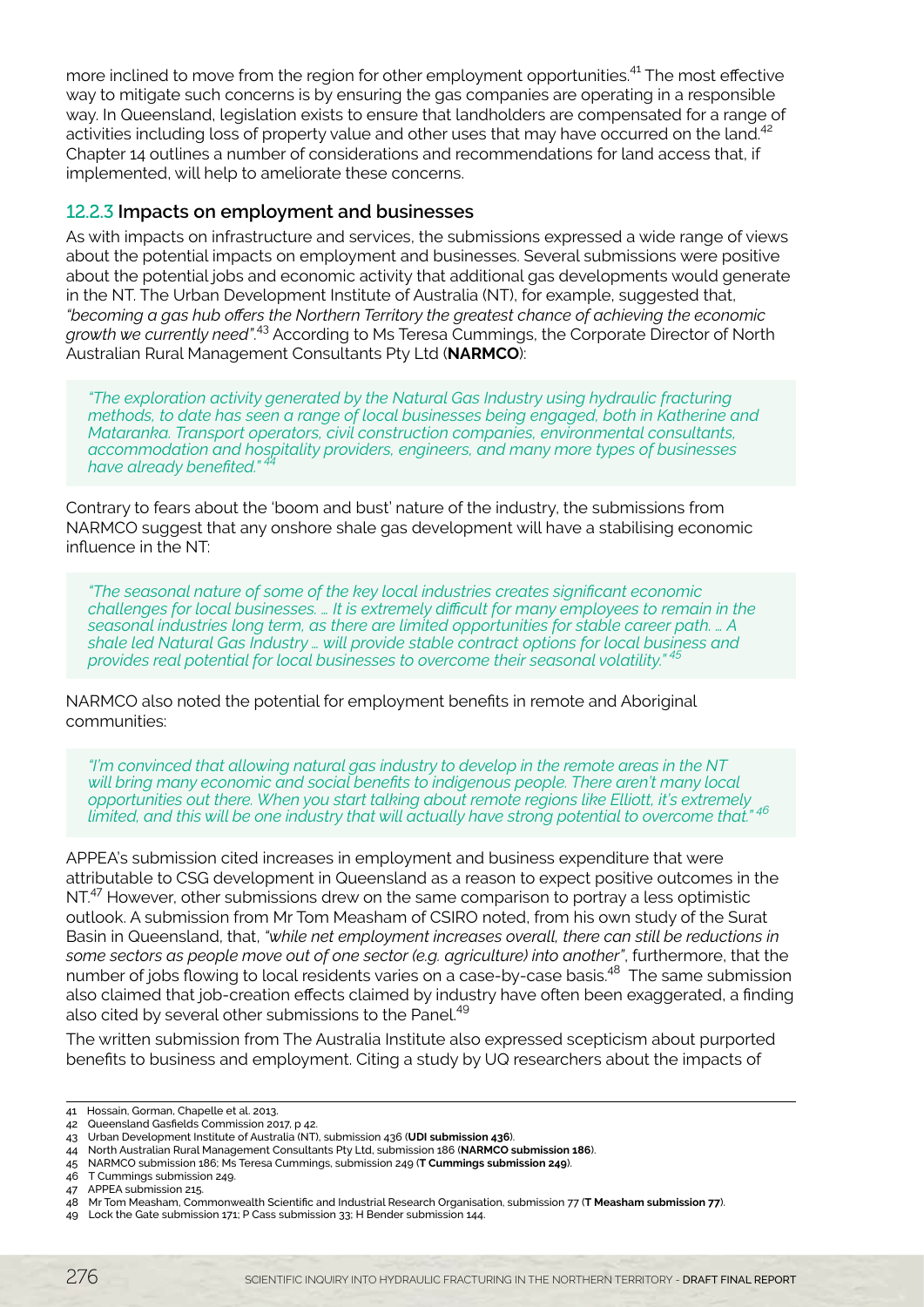more inclined to move from the region for other employment opportunities.[41] The most effective way to mitigate such concerns is by ensuring the gas companies are operating in a responsible way. In Queensland, legislation exists to ensure that landholders are compensated for a range of activities including loss of property value and other uses that may have occurred on the land.[42] Chapter 14 outlines a number of considerations and recommendations for land access that, if implemented, will help to ameliorate these concerns.

### 12.2.3 Impacts on employment and businesses

As with impacts on infrastructure and services, the submissions expressed a wide range of views about the potential impacts on employment and businesses. Several submissions were positive about the potential jobs and economic activity that additional gas developments would generate in the NT. The Urban Development Institute of Australia (NT), for example, suggested that, *"becoming a gas hub offers the Northern Territory the greatest chance of achieving the economic growth we currently need"*.[43] According to Ms Teresa Cummings, the Corporate Director of North Australian Rural Management Consultants Pty Ltd (**NARMCO**):

> *"The exploration activity generated by the Natural Gas Industry using hydraulic fracturing methods, to date has seen a range of local businesses being engaged, both in Katherine and Mataranka. Transport operators, civil construction companies, environmental consultants, accommodation and hospitality providers, engineers, and many more types of businesses have already benefited."* [44]

Contrary to fears about the 'boom and bust' nature of the industry, the submissions from NARMCO suggest that any onshore shale gas development will have a stabilising economic influence in the NT:

> *"The seasonal nature of some of the key local industries creates significant economic challenges for local businesses. … It is extremely difficult for many employees to remain in the seasonal industries long term, as there are limited opportunities for stable career path. … A shale led Natural Gas Industry … will provide stable contract options for local business and provides real potential for local businesses to overcome their seasonal volatility."* [45]

NARMCO also noted the potential for employment benefits in remote and Aboriginal communities:

> *"I'm convinced that allowing natural gas industry to develop in the remote areas in the NT will bring many economic and social benefits to indigenous people. There aren't many local opportunities out there. When you start talking about remote regions like Elliott, it's extremely limited, and this will be one industry that will actually have strong potential to overcome that."* [46]

APPEA's submission cited increases in employment and business expenditure that were attributable to CSG development in Queensland as a reason to expect positive outcomes in the NT.[47] However, other submissions drew on the same comparison to portray a less optimistic outlook. A submission from Mr Tom Measham of CSIRO noted, from his own study of the Surat Basin in Queensland, that, *"while net employment increases overall, there can still be reductions in some sectors as people move out of one sector (e.g. agriculture) into another"*, furthermore, that the number of jobs flowing to local residents varies on a case-by-case basis.[48] The same submission also claimed that job-creation effects claimed by industry have often been exaggerated, a finding also cited by several other submissions to the Panel.[49]

The written submission from The Australia Institute also expressed scepticism about purported benefits to business and employment. Citing a study by UQ researchers about the impacts of

---

41 Hossain, Gorman, Chapelle et al. 2013.
42 Queensland Gasfields Commission 2017, p 42.
43 Urban Development Institute of Australia (NT), submission 436 (**UDI submission 436**).
44 North Australian Rural Management Consultants Pty Ltd, submission 186 (**NARMCO submission 186**).
45 NARMCO submission 186; Ms Teresa Cummings, submission 249 (**T Cummings submission 249**).
46 T Cummings submission 249.
47 APPEA submission 215.
48 Mr Tom Measham, Commonwealth Scientific and Industrial Research Organisation, submission 77 (**T Measham submission 77**).
49 Lock the Gate submission 171; P Cass submission 33; H Bender submission 144.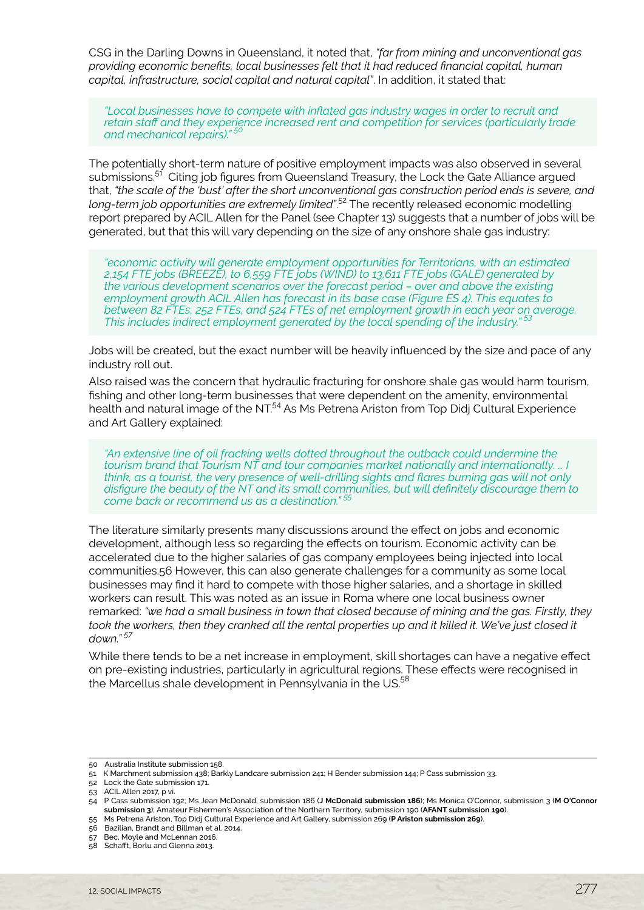CSG in the Darling Downs in Queensland, it noted that, *"far from mining and unconventional gas providing economic benefits, local businesses felt that it had reduced financial capital, human capital, infrastructure, social capital and natural capital"*. In addition, it stated that:

> *"Local businesses have to compete with inflated gas industry wages in order to recruit and retain staff and they experience increased rent and competition for services (particularly trade and mechanical repairs)."* [50]

The potentially short-term nature of positive employment impacts was also observed in several submissions.[51] Citing job figures from Queensland Treasury, the Lock the Gate Alliance argued that, *"the scale of the 'bust' after the short unconventional gas construction period ends is severe, and long-term job opportunities are extremely limited"*.[52] The recently released economic modelling report prepared by ACIL Allen for the Panel (see Chapter 13) suggests that a number of jobs will be generated, but that this will vary depending on the size of any onshore shale gas industry:

> *"economic activity will generate employment opportunities for Territorians, with an estimated 2,154 FTE jobs (BREEZE), to 6,559 FTE jobs (WIND) to 13,611 FTE jobs (GALE) generated by the various development scenarios over the forecast period – over and above the existing employment growth ACIL Allen has forecast in its base case (Figure ES 4). This equates to between 82 FTEs, 252 FTEs, and 524 FTEs of net employment growth in each year on average. This includes indirect employment generated by the local spending of the industry."* [53]

Jobs will be created, but the exact number will be heavily influenced by the size and pace of any industry roll out.

Also raised was the concern that hydraulic fracturing for onshore shale gas would harm tourism, fishing and other long-term businesses that were dependent on the amenity, environmental health and natural image of the NT.[54] As Ms Petrena Ariston from Top Didj Cultural Experience and Art Gallery explained:

> *"An extensive line of oil fracking wells dotted throughout the outback could undermine the tourism brand that Tourism NT and tour companies market nationally and internationally. … I think, as a tourist, the very presence of well-drilling sights and flares burning gas will not only disfigure the beauty of the NT and its small communities, but will definitely discourage them to come back or recommend us as a destination."* [55]

The literature similarly presents many discussions around the effect on jobs and economic development, although less so regarding the effects on tourism. Economic activity can be accelerated due to the higher salaries of gas company employees being injected into local communities.56 However, this can also generate challenges for a community as some local businesses may find it hard to compete with those higher salaries, and a shortage in skilled workers can result. This was noted as an issue in Roma where one local business owner remarked: *"we had a small business in town that closed because of mining and the gas. Firstly, they took the workers, then they cranked all the rental properties up and it killed it. We've just closed it down."* [57]

While there tends to be a net increase in employment, skill shortages can have a negative effect on pre-existing industries, particularly in agricultural regions. These effects were recognised in the Marcellus shale development in Pennsylvania in the US.[58]

---

50 Australia Institute submission 158.
51 K Marchment submission 438; Barkly Landcare submission 241; H Bender submission 144; P Cass submission 33.
52 Lock the Gate submission 171.
53 ACIL Allen 2017, p vi.
54 P Cass submission 192; Ms Jean McDonald, submission 186 (**J McDonald submission 186**); Ms Monica O'Connor, submission 3 (**M O'Connor submission 3**); Amateur Fishermen's Association of the Northern Territory, submission 190 (**AFANT submission 190**).
55 Ms Petrena Ariston, Top Didj Cultural Experience and Art Gallery, submission 269 (**P Ariston submission 269**).
56 Bazilian, Brandt and Billman et al. 2014.
57 Bec, Moyle and McLennan 2016.
58 Schafft, Borlu and Glenna 2013.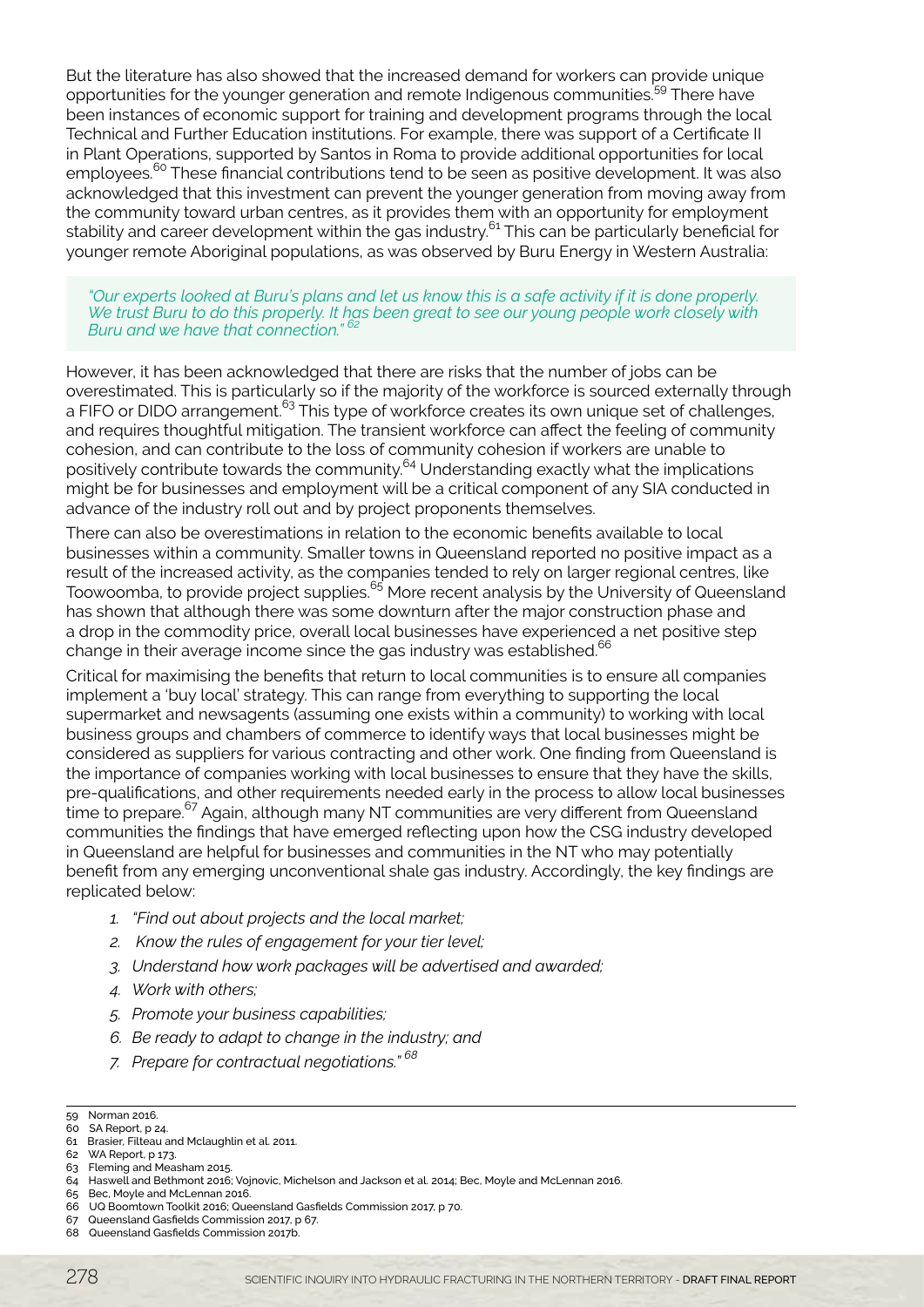But the literature has also showed that the increased demand for workers can provide unique opportunities for the younger generation and remote Indigenous communities.[59] There have been instances of economic support for training and development programs through the local Technical and Further Education institutions. For example, there was support of a Certificate II in Plant Operations, supported by Santos in Roma to provide additional opportunities for local employees.[60] These financial contributions tend to be seen as positive development. It was also acknowledged that this investment can prevent the younger generation from moving away from the community toward urban centres, as it provides them with an opportunity for employment stability and career development within the gas industry.[61] This can be particularly beneficial for younger remote Aboriginal populations, as was observed by Buru Energy in Western Australia:

> *"Our experts looked at Buru's plans and let us know this is a safe activity if it is done properly. We trust Buru to do this properly. It has been great to see our young people work closely with Buru and we have that connection."* [62]

However, it has been acknowledged that there are risks that the number of jobs can be overestimated. This is particularly so if the majority of the workforce is sourced externally through a FIFO or DIDO arrangement.[63] This type of workforce creates its own unique set of challenges, and requires thoughtful mitigation. The transient workforce can affect the feeling of community cohesion, and can contribute to the loss of community cohesion if workers are unable to positively contribute towards the community.[64] Understanding exactly what the implications might be for businesses and employment will be a critical component of any SIA conducted in advance of the industry roll out and by project proponents themselves.

There can also be overestimations in relation to the economic benefits available to local businesses within a community. Smaller towns in Queensland reported no positive impact as a result of the increased activity, as the companies tended to rely on larger regional centres, like Toowoomba, to provide project supplies.[65] More recent analysis by the University of Queensland has shown that although there was some downturn after the major construction phase and a drop in the commodity price, overall local businesses have experienced a net positive step change in their average income since the gas industry was established.[66]

Critical for maximising the benefits that return to local communities is to ensure all companies implement a 'buy local' strategy. This can range from everything to supporting the local supermarket and newsagents (assuming one exists within a community) to working with local business groups and chambers of commerce to identify ways that local businesses might be considered as suppliers for various contracting and other work. One finding from Queensland is the importance of companies working with local businesses to ensure that they have the skills, pre-qualifications, and other requirements needed early in the process to allow local businesses time to prepare.[67] Again, although many NT communities are very different from Queensland communities the findings that have emerged reflecting upon how the CSG industry developed in Queensland are helpful for businesses and communities in the NT who may potentially benefit from any emerging unconventional shale gas industry. Accordingly, the key findings are replicated below:

1. *"Find out about projects and the local market;*
2. *Know the rules of engagement for your tier level;*
3. *Understand how work packages will be advertised and awarded;*
4. *Work with others;*
5. *Promote your business capabilities;*
6. *Be ready to adapt to change in the industry; and*
7. *Prepare for contractual negotiations."* [68]

---

59 Norman 2016.
60 SA Report, p 24.
61 Brasier, Filteau and Mclaughlin et al. 2011.
62 WA Report, p 173.
63 Fleming and Measham 2015.
64 Haswell and Bethmont 2016; Vojnovic, Michelson and Jackson et al. 2014; Bec, Moyle and McLennan 2016.
65 Bec, Moyle and McLennan 2016.
66 UQ Boomtown Toolkit 2016; Queensland Gasfields Commission 2017, p 70.
67 Queensland Gasfields Commission 2017, p 67.
68 Queensland Gasfields Commission 2017b.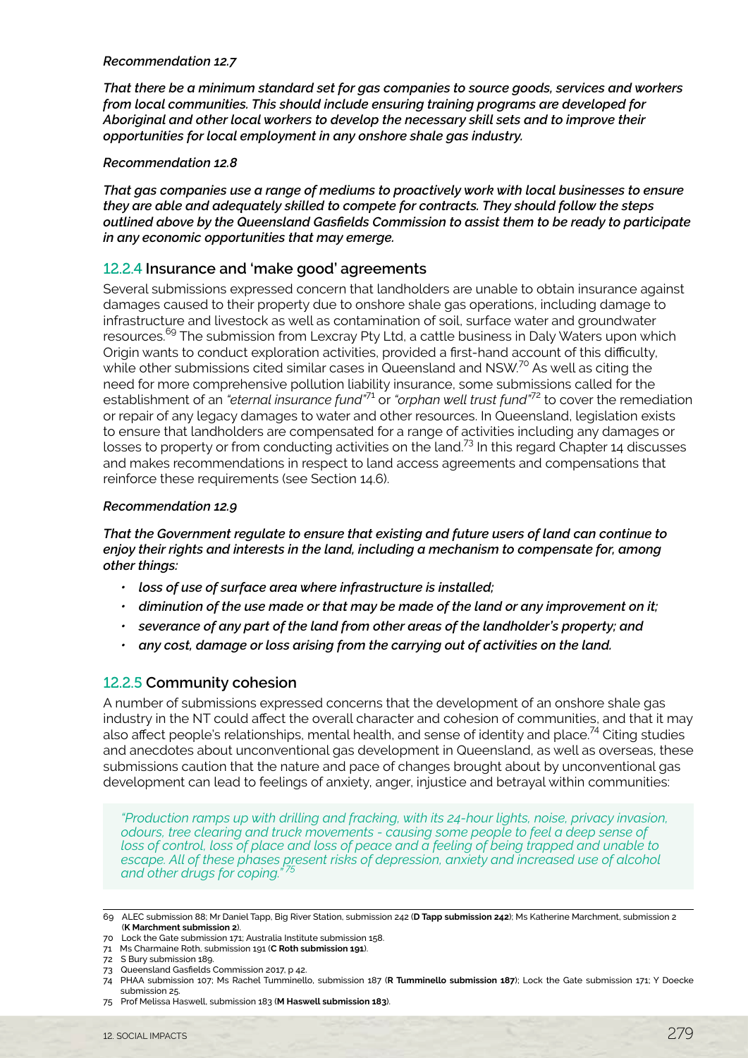***Recommendation 12.7***

***That there be a minimum standard set for gas companies to source goods, services and workers from local communities. This should include ensuring training programs are developed for Aboriginal and other local workers to develop the necessary skill sets and to improve their opportunities for local employment in any onshore shale gas industry.***

***Recommendation 12.8***

***That gas companies use a range of mediums to proactively work with local businesses to ensure they are able and adequately skilled to compete for contracts. They should follow the steps outlined above by the Queensland Gasfields Commission to assist them to be ready to participate in any economic opportunities that may emerge.***

### 12.2.4 Insurance and 'make good' agreements

Several submissions expressed concern that landholders are unable to obtain insurance against damages caused to their property due to onshore shale gas operations, including damage to infrastructure and livestock as well as contamination of soil, surface water and groundwater resources.[69] The submission from Lexcray Pty Ltd, a cattle business in Daly Waters upon which Origin wants to conduct exploration activities, provided a first-hand account of this difficulty, while other submissions cited similar cases in Queensland and NSW.[70] As well as citing the need for more comprehensive pollution liability insurance, some submissions called for the establishment of an *"eternal insurance fund"*[71] or *"orphan well trust fund"*[72] to cover the remediation or repair of any legacy damages to water and other resources. In Queensland, legislation exists to ensure that landholders are compensated for a range of activities including any damages or losses to property or from conducting activities on the land.[73] In this regard Chapter 14 discusses and makes recommendations in respect to land access agreements and compensations that reinforce these requirements (see Section 14.6).

***Recommendation 12.9***

***That the Government regulate to ensure that existing and future users of land can continue to enjoy their rights and interests in the land, including a mechanism to compensate for, among other things:***

- ***loss of use of surface area where infrastructure is installed;***
- ***diminution of the use made or that may be made of the land or any improvement on it;***
- ***severance of any part of the land from other areas of the landholder's property; and***
- ***any cost, damage or loss arising from the carrying out of activities on the land.***

### 12.2.5 Community cohesion

A number of submissions expressed concerns that the development of an onshore shale gas industry in the NT could affect the overall character and cohesion of communities, and that it may also affect people's relationships, mental health, and sense of identity and place.[74] Citing studies and anecdotes about unconventional gas development in Queensland, as well as overseas, these submissions caution that the nature and pace of changes brought about by unconventional gas development can lead to feelings of anxiety, anger, injustice and betrayal within communities:

> *"Production ramps up with drilling and fracking, with its 24-hour lights, noise, privacy invasion, odours, tree clearing and truck movements - causing some people to feel a deep sense of loss of control, loss of place and loss of peace and a feeling of being trapped and unable to escape. All of these phases present risks of depression, anxiety and increased use of alcohol and other drugs for coping."*[75]

---

69 ALEC submission 88; Mr Daniel Tapp, Big River Station, submission 242 (**D Tapp submission 242**); Ms Katherine Marchment, submission 2 (**K Marchment submission 2**).

70 Lock the Gate submission 171; Australia Institute submission 158.

71 Ms Charmaine Roth, submission 191 (**C Roth submission 191**).

72 S Bury submission 189.

73 Queensland Gasfields Commission 2017, p 42.

74 PHAA submission 107; Ms Rachel Tumminello, submission 187 (**R Tumminello submission 187**); Lock the Gate submission 171; Y Doecke submission 25.

75 Prof Melissa Haswell, submission 183 (**M Haswell submission 183**).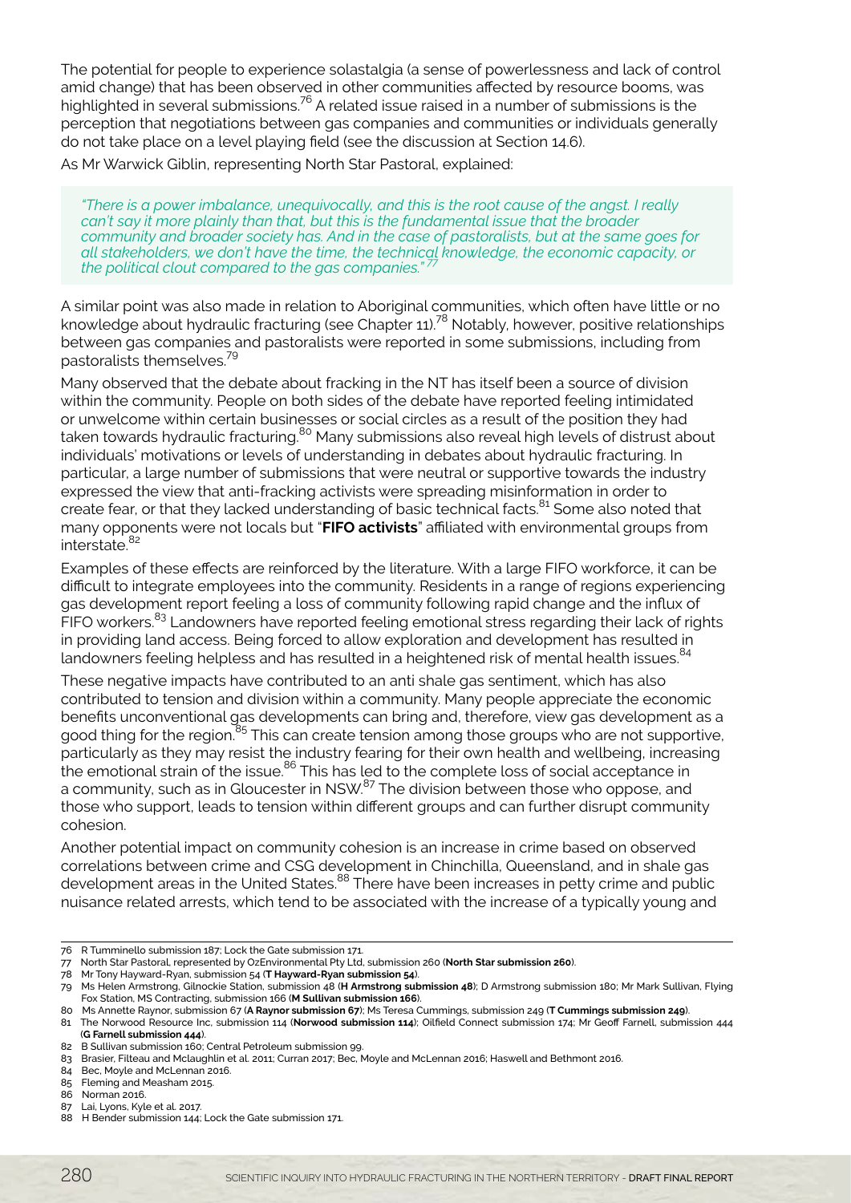The potential for people to experience solastalgia (a sense of powerlessness and lack of control amid change) that has been observed in other communities affected by resource booms, was highlighted in several submissions.[76] A related issue raised in a number of submissions is the perception that negotiations between gas companies and communities or individuals generally do not take place on a level playing field (see the discussion at Section 14.6).

As Mr Warwick Giblin, representing North Star Pastoral, explained:

> *"There is a power imbalance, unequivocally, and this is the root cause of the angst. I really can't say it more plainly than that, but this is the fundamental issue that the broader community and broader society has. And in the case of pastoralists, but at the same goes for all stakeholders, we don't have the time, the technical knowledge, the economic capacity, or the political clout compared to the gas companies."*[77]

A similar point was also made in relation to Aboriginal communities, which often have little or no knowledge about hydraulic fracturing (see Chapter 11).[78] Notably, however, positive relationships between gas companies and pastoralists were reported in some submissions, including from pastoralists themselves.[79]

Many observed that the debate about fracking in the NT has itself been a source of division within the community. People on both sides of the debate have reported feeling intimidated or unwelcome within certain businesses or social circles as a result of the position they had taken towards hydraulic fracturing.[80] Many submissions also reveal high levels of distrust about individuals' motivations or levels of understanding in debates about hydraulic fracturing. In particular, a large number of submissions that were neutral or supportive towards the industry expressed the view that anti-fracking activists were spreading misinformation in order to create fear, or that they lacked understanding of basic technical facts.[81] Some also noted that many opponents were not locals but "**FIFO activists**" affiliated with environmental groups from interstate.[82]

Examples of these effects are reinforced by the literature. With a large FIFO workforce, it can be difficult to integrate employees into the community. Residents in a range of regions experiencing gas development report feeling a loss of community following rapid change and the influx of FIFO workers.[83] Landowners have reported feeling emotional stress regarding their lack of rights in providing land access. Being forced to allow exploration and development has resulted in landowners feeling helpless and has resulted in a heightened risk of mental health issues.[84]

These negative impacts have contributed to an anti shale gas sentiment, which has also contributed to tension and division within a community. Many people appreciate the economic benefits unconventional gas developments can bring and, therefore, view gas development as a good thing for the region.[85] This can create tension among those groups who are not supportive, particularly as they may resist the industry fearing for their own health and wellbeing, increasing the emotional strain of the issue.[86] This has led to the complete loss of social acceptance in a community, such as in Gloucester in NSW.[87] The division between those who oppose, and those who support, leads to tension within different groups and can further disrupt community cohesion.

Another potential impact on community cohesion is an increase in crime based on observed correlations between crime and CSG development in Chinchilla, Queensland, and in shale gas development areas in the United States.[88] There have been increases in petty crime and public nuisance related arrests, which tend to be associated with the increase of a typically young and

---

76 R Tumminello submission 187; Lock the Gate submission 171.

77 North Star Pastoral, represented by OzEnvironmental Pty Ltd, submission 260 (**North Star submission 260**).

78 Mr Tony Hayward-Ryan, submission 54 (**T Hayward-Ryan submission 54**).

79 Ms Helen Armstrong, Gilnockie Station, submission 48 (**H Armstrong submission 48**); D Armstrong submission 180; Mr Mark Sullivan, Flying Fox Station, MS Contracting, submission 166 (**M Sullivan submission 166**).

80 Ms Annette Raynor, submission 67 (**A Raynor submission 67**); Ms Teresa Cummings, submission 249 (**T Cummings submission 249**).

81 The Norwood Resource Inc, submission 114 (**Norwood submission 114**); Oilfield Connect submission 174; Mr Geoff Farnell, submission 444 (**G Farnell submission 444**).

82 B Sullivan submission 160; Central Petroleum submission 99.

83 Brasier, Filteau and Mclaughlin et al. 2011; Curran 2017; Bec, Moyle and McLennan 2016; Haswell and Bethmont 2016.

84 Bec, Moyle and McLennan 2016.

85 Fleming and Measham 2015.

86 Norman 2016.

87 Lai, Lyons, Kyle et al. 2017.

88 H Bender submission 144; Lock the Gate submission 171.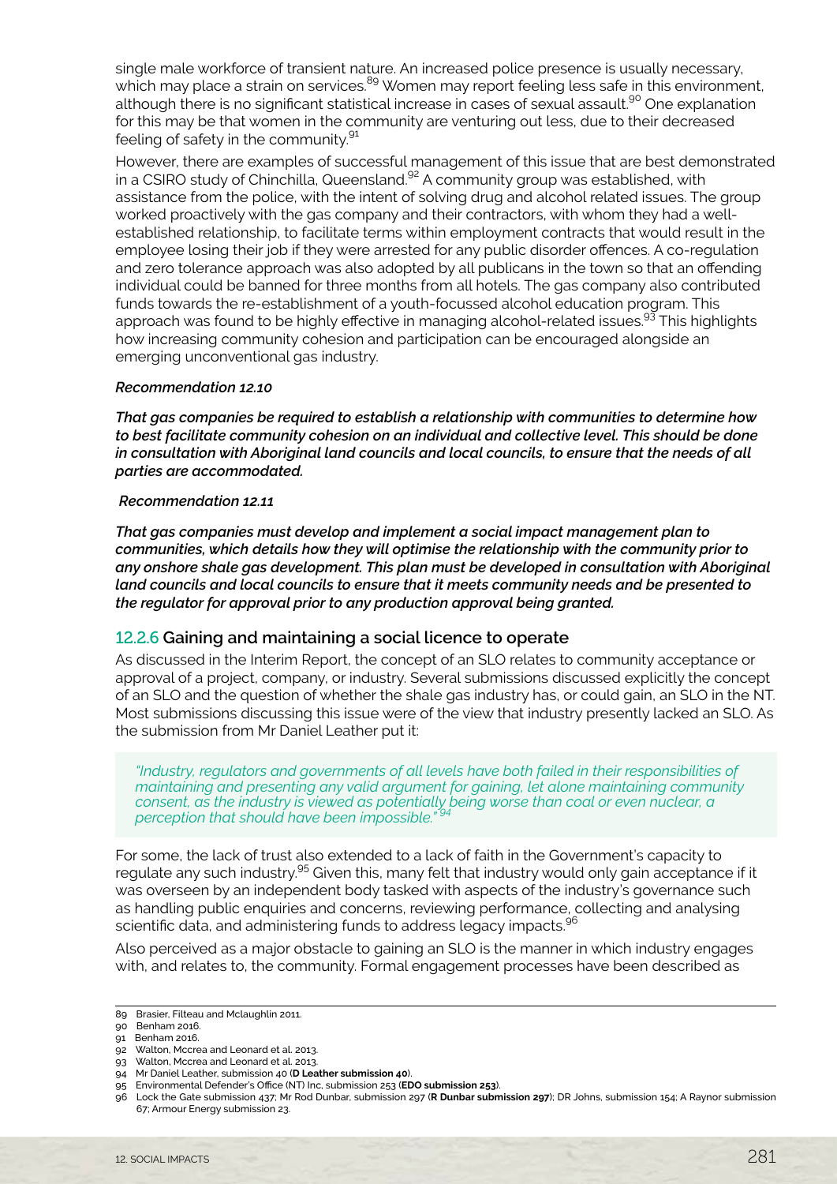single male workforce of transient nature. An increased police presence is usually necessary, which may place a strain on services.[89] Women may report feeling less safe in this environment, although there is no significant statistical increase in cases of sexual assault.[90] One explanation for this may be that women in the community are venturing out less, due to their decreased feeling of safety in the community.[91]

However, there are examples of successful management of this issue that are best demonstrated in a CSIRO study of Chinchilla, Queensland.[92] A community group was established, with assistance from the police, with the intent of solving drug and alcohol related issues. The group worked proactively with the gas company and their contractors, with whom they had a well-established relationship, to facilitate terms within employment contracts that would result in the employee losing their job if they were arrested for any public disorder offences. A co-regulation and zero tolerance approach was also adopted by all publicans in the town so that an offending individual could be banned for three months from all hotels. The gas company also contributed funds towards the re-establishment of a youth-focussed alcohol education program. This approach was found to be highly effective in managing alcohol-related issues.[93] This highlights how increasing community cohesion and participation can be encouraged alongside an emerging unconventional gas industry.

***Recommendation 12.10***

***That gas companies be required to establish a relationship with communities to determine how to best facilitate community cohesion on an individual and collective level. This should be done in consultation with Aboriginal land councils and local councils, to ensure that the needs of all parties are accommodated.***

***Recommendation 12.11***

***That gas companies must develop and implement a social impact management plan to communities, which details how they will optimise the relationship with the community prior to any onshore shale gas development. This plan must be developed in consultation with Aboriginal land councils and local councils to ensure that it meets community needs and be presented to the regulator for approval prior to any production approval being granted.***

### 12.2.6 Gaining and maintaining a social licence to operate

As discussed in the Interim Report, the concept of an SLO relates to community acceptance or approval of a project, company, or industry. Several submissions discussed explicitly the concept of an SLO and the question of whether the shale gas industry has, or could gain, an SLO in the NT. Most submissions discussing this issue were of the view that industry presently lacked an SLO. As the submission from Mr Daniel Leather put it:

> *"Industry, regulators and governments of all levels have both failed in their responsibilities of maintaining and presenting any valid argument for gaining, let alone maintaining community consent, as the industry is viewed as potentially being worse than coal or even nuclear, a perception that should have been impossible."*[94]

For some, the lack of trust also extended to a lack of faith in the Government's capacity to regulate any such industry.[95] Given this, many felt that industry would only gain acceptance if it was overseen by an independent body tasked with aspects of the industry's governance such as handling public enquiries and concerns, reviewing performance, collecting and analysing scientific data, and administering funds to address legacy impacts.[96]

Also perceived as a major obstacle to gaining an SLO is the manner in which industry engages with, and relates to, the community. Formal engagement processes have been described as

---

89 Brasier, Filteau and Mclaughlin 2011.
90 Benham 2016.
91 Benham 2016.
92 Walton, Mccrea and Leonard et al. 2013.
93 Walton, Mccrea and Leonard et al. 2013.
94 Mr Daniel Leather, submission 40 (**D Leather submission 40**).
95 Environmental Defender's Office (NT) Inc, submission 253 (**EDO submission 253**).
96 Lock the Gate submission 437; Mr Rod Dunbar, submission 297 (**R Dunbar submission 297**); DR Johns, submission 154; A Raynor submission 67; Armour Energy submission 23.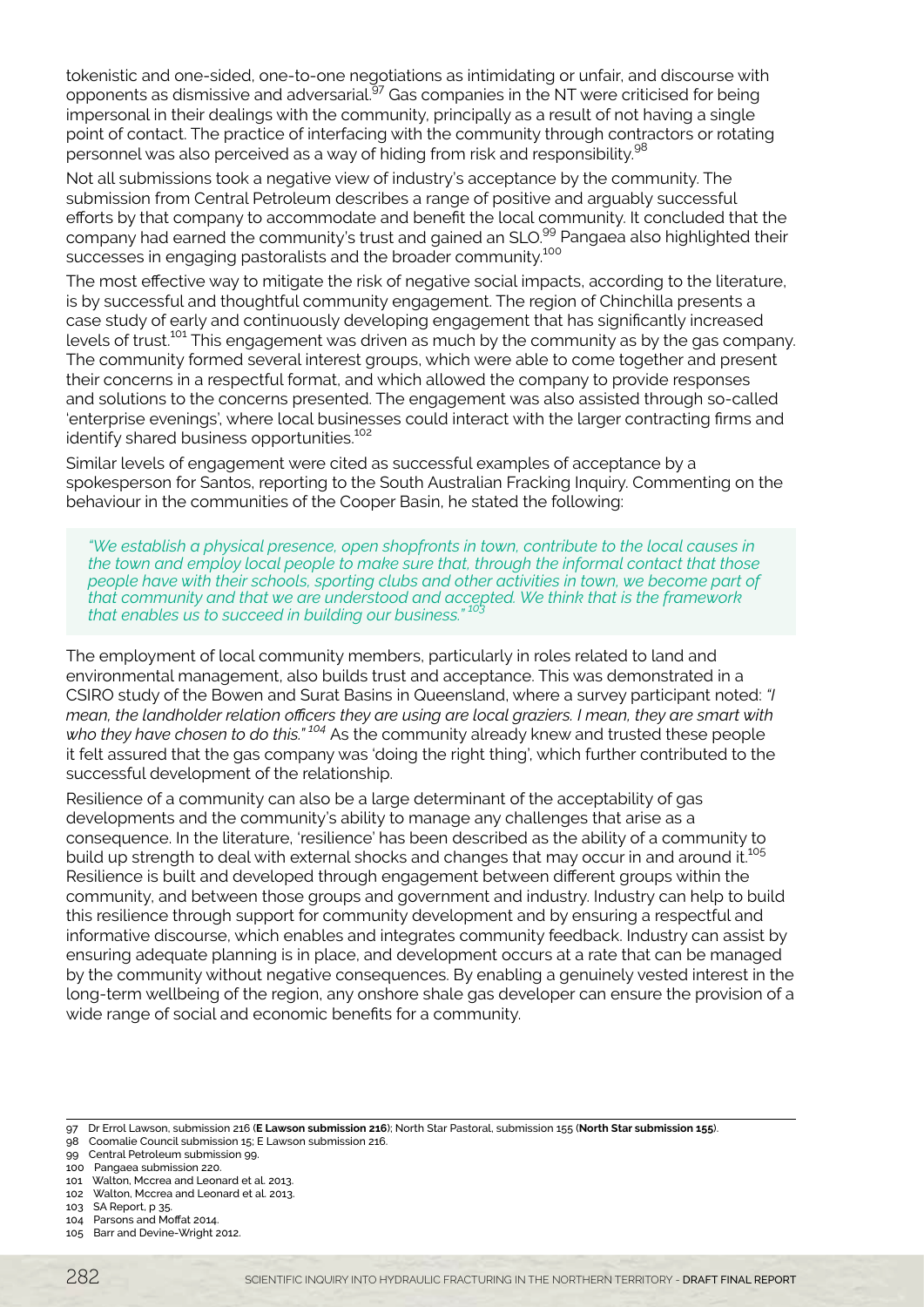tokenistic and one-sided, one-to-one negotiations as intimidating or unfair, and discourse with opponents as dismissive and adversarial.[97] Gas companies in the NT were criticised for being impersonal in their dealings with the community, principally as a result of not having a single point of contact. The practice of interfacing with the community through contractors or rotating personnel was also perceived as a way of hiding from risk and responsibility.[98]

Not all submissions took a negative view of industry's acceptance by the community. The submission from Central Petroleum describes a range of positive and arguably successful efforts by that company to accommodate and benefit the local community. It concluded that the company had earned the community's trust and gained an SLO.[99] Pangaea also highlighted their successes in engaging pastoralists and the broader community.[100]

The most effective way to mitigate the risk of negative social impacts, according to the literature, is by successful and thoughtful community engagement. The region of Chinchilla presents a case study of early and continuously developing engagement that has significantly increased levels of trust.[101] This engagement was driven as much by the community as by the gas company. The community formed several interest groups, which were able to come together and present their concerns in a respectful format, and which allowed the company to provide responses and solutions to the concerns presented. The engagement was also assisted through so-called 'enterprise evenings', where local businesses could interact with the larger contracting firms and identify shared business opportunities.[102]

Similar levels of engagement were cited as successful examples of acceptance by a spokesperson for Santos, reporting to the South Australian Fracking Inquiry. Commenting on the behaviour in the communities of the Cooper Basin, he stated the following:

> *"We establish a physical presence, open shopfronts in town, contribute to the local causes in the town and employ local people to make sure that, through the informal contact that those people have with their schools, sporting clubs and other activities in town, we become part of that community and that we are understood and accepted. We think that is the framework that enables us to succeed in building our business."* [103]

The employment of local community members, particularly in roles related to land and environmental management, also builds trust and acceptance. This was demonstrated in a CSIRO study of the Bowen and Surat Basins in Queensland, where a survey participant noted: *"I mean, the landholder relation officers they are using are local graziers. I mean, they are smart with who they have chosen to do this."* [104] As the community already knew and trusted these people it felt assured that the gas company was 'doing the right thing', which further contributed to the successful development of the relationship.

Resilience of a community can also be a large determinant of the acceptability of gas developments and the community's ability to manage any challenges that arise as a consequence. In the literature, 'resilience' has been described as the ability of a community to build up strength to deal with external shocks and changes that may occur in and around it.[105] Resilience is built and developed through engagement between different groups within the community, and between those groups and government and industry. Industry can help to build this resilience through support for community development and by ensuring a respectful and informative discourse, which enables and integrates community feedback. Industry can assist by ensuring adequate planning is in place, and development occurs at a rate that can be managed by the community without negative consequences. By enabling a genuinely vested interest in the long-term wellbeing of the region, any onshore shale gas developer can ensure the provision of a wide range of social and economic benefits for a community.

---

97 Dr Errol Lawson, submission 216 (**E Lawson submission 216**); North Star Pastoral, submission 155 (**North Star submission 155**).
98 Coomalie Council submission 15; E Lawson submission 216.
99 Central Petroleum submission 99.
100 Pangaea submission 220.
101 Walton, Mccrea and Leonard et al. 2013.
102 Walton, Mccrea and Leonard et al. 2013.
103 SA Report, p 35.
104 Parsons and Moffat 2014.
105 Barr and Devine-Wright 2012.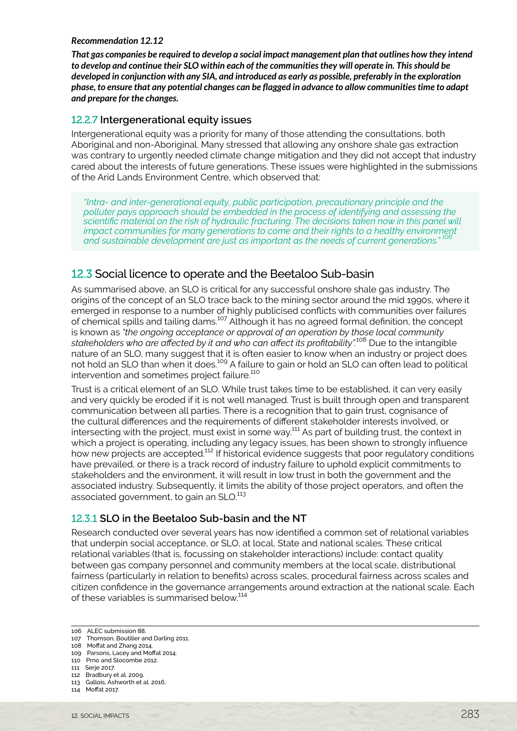*Recommendation 12.12*

***That gas companies be required to develop a social impact management plan that outlines how they intend to develop and continue their SLO within each of the communities they will operate in. This should be developed in conjunction with any SIA, and introduced as early as possible, preferably in the exploration phase, to ensure that any potential changes can be flagged in advance to allow communities time to adapt and prepare for the changes.***

### 12.2.7 Intergenerational equity issues

Intergenerational equity was a priority for many of those attending the consultations, both Aboriginal and non-Aboriginal. Many stressed that allowing any onshore shale gas extraction was contrary to urgently needed climate change mitigation and they did not accept that industry cared about the interests of future generations. These issues were highlighted in the submissions of the Arid Lands Environment Centre, which observed that:

> *"Intra- and inter-generational equity, public participation, precautionary principle and the polluter pays approach should be embedded in the process of identifying and assessing the scientific material on the risk of hydraulic fracturing. The decisions taken now in this panel will impact communities for many generations to come and their rights to a healthy environment and sustainable development are just as important as the needs of current generations."* [106]

## 12.3 Social licence to operate and the Beetaloo Sub-basin

As summarised above, an SLO is critical for any successful onshore shale gas industry. The origins of the concept of an SLO trace back to the mining sector around the mid 1990s, where it emerged in response to a number of highly publicised conflicts with communities over failures of chemical spills and tailing dams.[107] Although it has no agreed formal definition, the concept is known as *"the ongoing acceptance or approval of an operation by those local community stakeholders who are affected by it and who can affect its profitability"*.[108] Due to the intangible nature of an SLO, many suggest that it is often easier to know when an industry or project does not hold an SLO than when it does.[109] A failure to gain or hold an SLO can often lead to political intervention and sometimes project failure.[110]

Trust is a critical element of an SLO. While trust takes time to be established, it can very easily and very quickly be eroded if it is not well managed. Trust is built through open and transparent communication between all parties. There is a recognition that to gain trust, cognisance of the cultural differences and the requirements of different stakeholder interests involved, or intersecting with the project, must exist in some way.[111] As part of building trust, the context in which a project is operating, including any legacy issues, has been shown to strongly influence how new projects are accepted.[112] If historical evidence suggests that poor regulatory conditions have prevailed, or there is a track record of industry failure to uphold explicit commitments to stakeholders and the environment, it will result in low trust in both the government and the associated industry. Subsequently, it limits the ability of those project operators, and often the associated government, to gain an SLO.[113]

### 12.3.1 SLO in the Beetaloo Sub-basin and the NT

Research conducted over several years has now identified a common set of relational variables that underpin social acceptance, or SLO, at local, State and national scales. These critical relational variables (that is, focussing on stakeholder interactions) include: contact quality between gas company personnel and community members at the local scale, distributional fairness (particularly in relation to benefits) across scales, procedural fairness across scales and citizen confidence in the governance arrangements around extraction at the national scale. Each of these variables is summarised below.[114]

---

106 ALEC submission 88.
107 Thomson, Boutilier and Darling 2011.
108 Moffat and Zhang 2014.
109 Parsons, Lacey and Moffat 2014.
110 Prno and Slocombe 2012.
111 Serje 2017.
112 Bradbury et al. 2009.
113 Gallois, Ashworth et al. 2016.
114 Moffat 2017.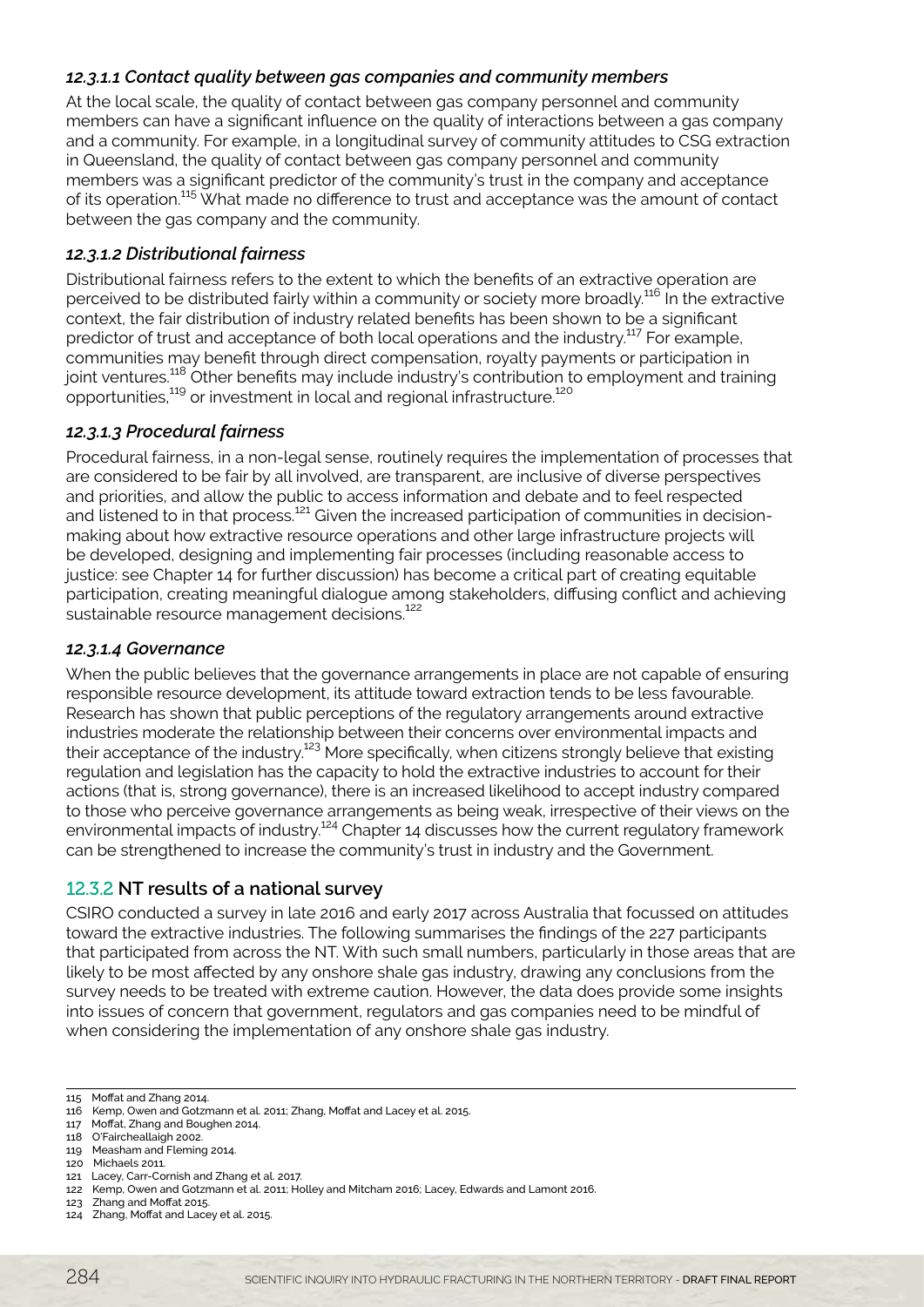#### *12.3.1.1 Contact quality between gas companies and community members*

At the local scale, the quality of contact between gas company personnel and community members can have a significant influence on the quality of interactions between a gas company and a community. For example, in a longitudinal survey of community attitudes to CSG extraction in Queensland, the quality of contact between gas company personnel and community members was a significant predictor of the community's trust in the company and acceptance of its operation.[115] What made no difference to trust and acceptance was the amount of contact between the gas company and the community.

#### *12.3.1.2 Distributional fairness*

Distributional fairness refers to the extent to which the benefits of an extractive operation are perceived to be distributed fairly within a community or society more broadly.[116] In the extractive context, the fair distribution of industry related benefits has been shown to be a significant predictor of trust and acceptance of both local operations and the industry.[117] For example, communities may benefit through direct compensation, royalty payments or participation in joint ventures.[118] Other benefits may include industry's contribution to employment and training opportunities,[119] or investment in local and regional infrastructure.[120]

#### *12.3.1.3 Procedural fairness*

Procedural fairness, in a non-legal sense, routinely requires the implementation of processes that are considered to be fair by all involved, are transparent, are inclusive of diverse perspectives and priorities, and allow the public to access information and debate and to feel respected and listened to in that process.[121] Given the increased participation of communities in decision-making about how extractive resource operations and other large infrastructure projects will be developed, designing and implementing fair processes (including reasonable access to justice: see Chapter 14 for further discussion) has become a critical part of creating equitable participation, creating meaningful dialogue among stakeholders, diffusing conflict and achieving sustainable resource management decisions.[122]

#### *12.3.1.4 Governance*

When the public believes that the governance arrangements in place are not capable of ensuring responsible resource development, its attitude toward extraction tends to be less favourable. Research has shown that public perceptions of the regulatory arrangements around extractive industries moderate the relationship between their concerns over environmental impacts and their acceptance of the industry.[123] More specifically, when citizens strongly believe that existing regulation and legislation has the capacity to hold the extractive industries to account for their actions (that is, strong governance), there is an increased likelihood to accept industry compared to those who perceive governance arrangements as being weak, irrespective of their views on the environmental impacts of industry.[124] Chapter 14 discusses how the current regulatory framework can be strengthened to increase the community's trust in industry and the Government.

### 12.3.2 NT results of a national survey

CSIRO conducted a survey in late 2016 and early 2017 across Australia that focussed on attitudes toward the extractive industries. The following summarises the findings of the 227 participants that participated from across the NT. With such small numbers, particularly in those areas that are likely to be most affected by any onshore shale gas industry, drawing any conclusions from the survey needs to be treated with extreme caution. However, the data does provide some insights into issues of concern that government, regulators and gas companies need to be mindful of when considering the implementation of any onshore shale gas industry.

---

115 Moffat and Zhang 2014.
116 Kemp, Owen and Gotzmann et al. 2011; Zhang, Moffat and Lacey et al. 2015.
117 Moffat, Zhang and Boughen 2014.
118 O'Faircheallaigh 2002.
119 Measham and Fleming 2014.
120 Michaels 2011.
121 Lacey, Carr-Cornish and Zhang et al. 2017.
122 Kemp, Owen and Gotzmann et al. 2011; Holley and Mitcham 2016; Lacey, Edwards and Lamont 2016.
123 Zhang and Moffat 2015.
124 Zhang, Moffat and Lacey et al. 2015.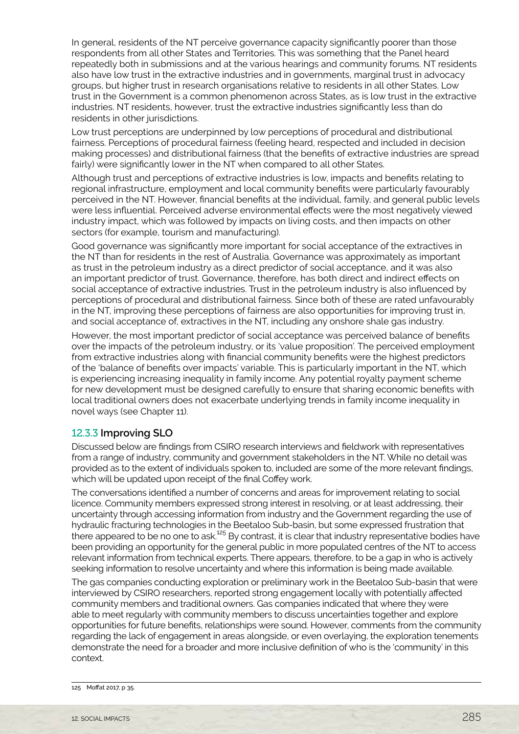In general, residents of the NT perceive governance capacity significantly poorer than those respondents from all other States and Territories. This was something that the Panel heard repeatedly both in submissions and at the various hearings and community forums. NT residents also have low trust in the extractive industries and in governments, marginal trust in advocacy groups, but higher trust in research organisations relative to residents in all other States. Low trust in the Government is a common phenomenon across States, as is low trust in the extractive industries. NT residents, however, trust the extractive industries significantly less than do residents in other jurisdictions.

Low trust perceptions are underpinned by low perceptions of procedural and distributional fairness. Perceptions of procedural fairness (feeling heard, respected and included in decision making processes) and distributional fairness (that the benefits of extractive industries are spread fairly) were significantly lower in the NT when compared to all other States.

Although trust and perceptions of extractive industries is low, impacts and benefits relating to regional infrastructure, employment and local community benefits were particularly favourably perceived in the NT. However, financial benefits at the individual, family, and general public levels were less influential. Perceived adverse environmental effects were the most negatively viewed industry impact, which was followed by impacts on living costs, and then impacts on other sectors (for example, tourism and manufacturing).

Good governance was significantly more important for social acceptance of the extractives in the NT than for residents in the rest of Australia. Governance was approximately as important as trust in the petroleum industry as a direct predictor of social acceptance, and it was also an important predictor of trust. Governance, therefore, has both direct and indirect effects on social acceptance of extractive industries. Trust in the petroleum industry is also influenced by perceptions of procedural and distributional fairness. Since both of these are rated unfavourably in the NT, improving these perceptions of fairness are also opportunities for improving trust in, and social acceptance of, extractives in the NT, including any onshore shale gas industry.

However, the most important predictor of social acceptance was perceived balance of benefits over the impacts of the petroleum industry, or its 'value proposition'. The perceived employment from extractive industries along with financial community benefits were the highest predictors of the 'balance of benefits over impacts' variable. This is particularly important in the NT, which is experiencing increasing inequality in family income. Any potential royalty payment scheme for new development must be designed carefully to ensure that sharing economic benefits with local traditional owners does not exacerbate underlying trends in family income inequality in novel ways (see Chapter 11).

### 12.3.3 Improving SLO

Discussed below are findings from CSIRO research interviews and fieldwork with representatives from a range of industry, community and government stakeholders in the NT. While no detail was provided as to the extent of individuals spoken to, included are some of the more relevant findings, which will be updated upon receipt of the final Coffey work.

The conversations identified a number of concerns and areas for improvement relating to social licence. Community members expressed strong interest in resolving, or at least addressing, their uncertainty through accessing information from industry and the Government regarding the use of hydraulic fracturing technologies in the Beetaloo Sub-basin, but some expressed frustration that there appeared to be no one to ask.[125] By contrast, it is clear that industry representative bodies have been providing an opportunity for the general public in more populated centres of the NT to access relevant information from technical experts. There appears, therefore, to be a gap in who is actively seeking information to resolve uncertainty and where this information is being made available.

The gas companies conducting exploration or preliminary work in the Beetaloo Sub-basin that were interviewed by CSIRO researchers, reported strong engagement locally with potentially affected community members and traditional owners. Gas companies indicated that where they were able to meet regularly with community members to discuss uncertainties together and explore opportunities for future benefits, relationships were sound. However, comments from the community regarding the lack of engagement in areas alongside, or even overlaying, the exploration tenements demonstrate the need for a broader and more inclusive definition of who is the 'community' in this context.

125 Moffat 2017, p 35.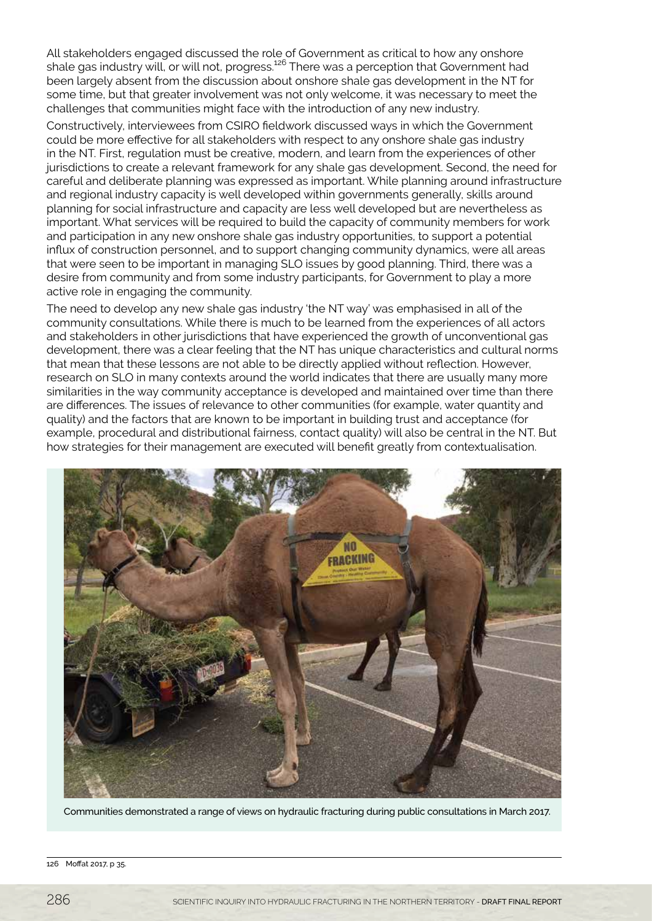All stakeholders engaged discussed the role of Government as critical to how any onshore shale gas industry will, or will not, progress.[126] There was a perception that Government had been largely absent from the discussion about onshore shale gas development in the NT for some time, but that greater involvement was not only welcome, it was necessary to meet the challenges that communities might face with the introduction of any new industry.

Constructively, interviewees from CSIRO fieldwork discussed ways in which the Government could be more effective for all stakeholders with respect to any onshore shale gas industry in the NT. First, regulation must be creative, modern, and learn from the experiences of other jurisdictions to create a relevant framework for any shale gas development. Second, the need for careful and deliberate planning was expressed as important. While planning around infrastructure and regional industry capacity is well developed within governments generally, skills around planning for social infrastructure and capacity are less well developed but are nevertheless as important. What services will be required to build the capacity of community members for work and participation in any new onshore shale gas industry opportunities, to support a potential influx of construction personnel, and to support changing community dynamics, were all areas that were seen to be important in managing SLO issues by good planning. Third, there was a desire from community and from some industry participants, for Government to play a more active role in engaging the community.

The need to develop any new shale gas industry 'the NT way' was emphasised in all of the community consultations. While there is much to be learned from the experiences of all actors and stakeholders in other jurisdictions that have experienced the growth of unconventional gas development, there was a clear feeling that the NT has unique characteristics and cultural norms that mean that these lessons are not able to be directly applied without reflection. However, research on SLO in many contexts around the world indicates that there are usually many more similarities in the way community acceptance is developed and maintained over time than there are differences. The issues of relevance to other communities (for example, water quantity and quality) and the factors that are known to be important in building trust and acceptance (for example, procedural and distributional fairness, contact quality) will also be central in the NT. But how strategies for their management are executed will benefit greatly from contextualisation.

Communities demonstrated a range of views on hydraulic fracturing during public consultations in March 2017.

126 Moffat 2017, p 35.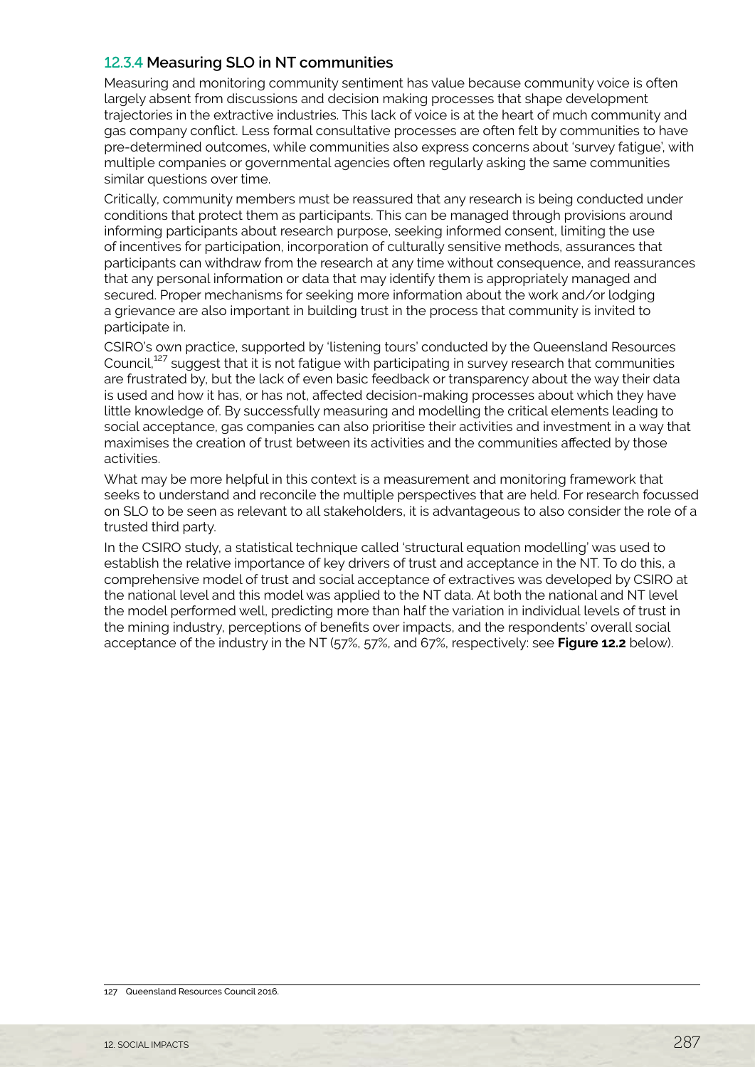### 12.3.4 Measuring SLO in NT communities

Measuring and monitoring community sentiment has value because community voice is often largely absent from discussions and decision making processes that shape development trajectories in the extractive industries. This lack of voice is at the heart of much community and gas company conflict. Less formal consultative processes are often felt by communities to have pre-determined outcomes, while communities also express concerns about 'survey fatigue', with multiple companies or governmental agencies often regularly asking the same communities similar questions over time.

Critically, community members must be reassured that any research is being conducted under conditions that protect them as participants. This can be managed through provisions around informing participants about research purpose, seeking informed consent, limiting the use of incentives for participation, incorporation of culturally sensitive methods, assurances that participants can withdraw from the research at any time without consequence, and reassurances that any personal information or data that may identify them is appropriately managed and secured. Proper mechanisms for seeking more information about the work and/or lodging a grievance are also important in building trust in the process that community is invited to participate in.

CSIRO's own practice, supported by 'listening tours' conducted by the Queensland Resources Council,[127] suggest that it is not fatigue with participating in survey research that communities are frustrated by, but the lack of even basic feedback or transparency about the way their data is used and how it has, or has not, affected decision-making processes about which they have little knowledge of. By successfully measuring and modelling the critical elements leading to social acceptance, gas companies can also prioritise their activities and investment in a way that maximises the creation of trust between its activities and the communities affected by those activities.

What may be more helpful in this context is a measurement and monitoring framework that seeks to understand and reconcile the multiple perspectives that are held. For research focussed on SLO to be seen as relevant to all stakeholders, it is advantageous to also consider the role of a trusted third party.

In the CSIRO study, a statistical technique called 'structural equation modelling' was used to establish the relative importance of key drivers of trust and acceptance in the NT. To do this, a comprehensive model of trust and social acceptance of extractives was developed by CSIRO at the national level and this model was applied to the NT data. At both the national and NT level the model performed well, predicting more than half the variation in individual levels of trust in the mining industry, perceptions of benefits over impacts, and the respondents' overall social acceptance of the industry in the NT (57%, 57%, and 67%, respectively: see **Figure 12.2** below).

127 Queensland Resources Council 2016.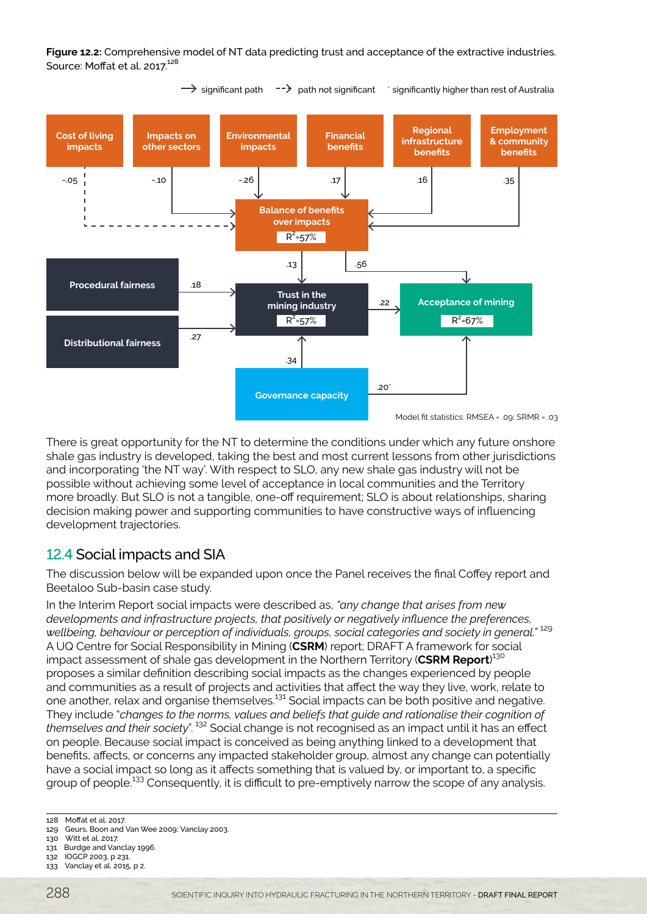**Figure 12.2:** Comprehensive model of NT data predicting trust and acceptance of the extractive industries. Source: Moffat et al. 2017.[128]

Model fit statistics: RMSEA = .09; SRMR = .03

There is great opportunity for the NT to determine the conditions under which any future onshore shale gas industry is developed, taking the best and most current lessons from other jurisdictions and incorporating 'the NT way'. With respect to SLO, any new shale gas industry will not be possible without achieving some level of acceptance in local communities and the Territory more broadly. But SLO is not a tangible, one-off requirement; SLO is about relationships, sharing decision making power and supporting communities to have constructive ways of influencing development trajectories.

## 12.4 Social impacts and SIA

The discussion below will be expanded upon once the Panel receives the final Coffey report and Beetaloo Sub-basin case study.

In the Interim Report social impacts were described as, *"any change that arises from new developments and infrastructure projects, that positively or negatively influence the preferences, wellbeing, behaviour or perception of individuals, groups, social categories and society in general."* [129] A UQ Centre for Social Responsibility in Mining (**CSRM**) report; DRAFT A framework for social impact assessment of shale gas development in the Northern Territory (**CSRM Report**)[130] proposes a similar definition describing social impacts as the changes experienced by people and communities as a result of projects and activities that affect the way they live, work, relate to one another, relax and organise themselves.[131] Social impacts can be both positive and negative. They include "*changes to the norms, values and beliefs that guide and rationalise their cognition of themselves and their society*".[132] Social change is not recognised as an impact until it has an effect on people. Because social impact is conceived as being anything linked to a development that benefits, affects, or concerns any impacted stakeholder group, almost any change can potentially have a social impact so long as it affects something that is valued by, or important to, a specific group of people.[133] Consequently, it is difficult to pre-emptively narrow the scope of any analysis.

---

128 Moffat et al. 2017.
129 Geurs, Boon and Van Wee 2009; Vanclay 2003.
130 Witt et al. 2017.
131 Burdge and Vanclay 1996.
132 IOGCP 2003, p 231.
133 Vanclay et al. 2015, p 2.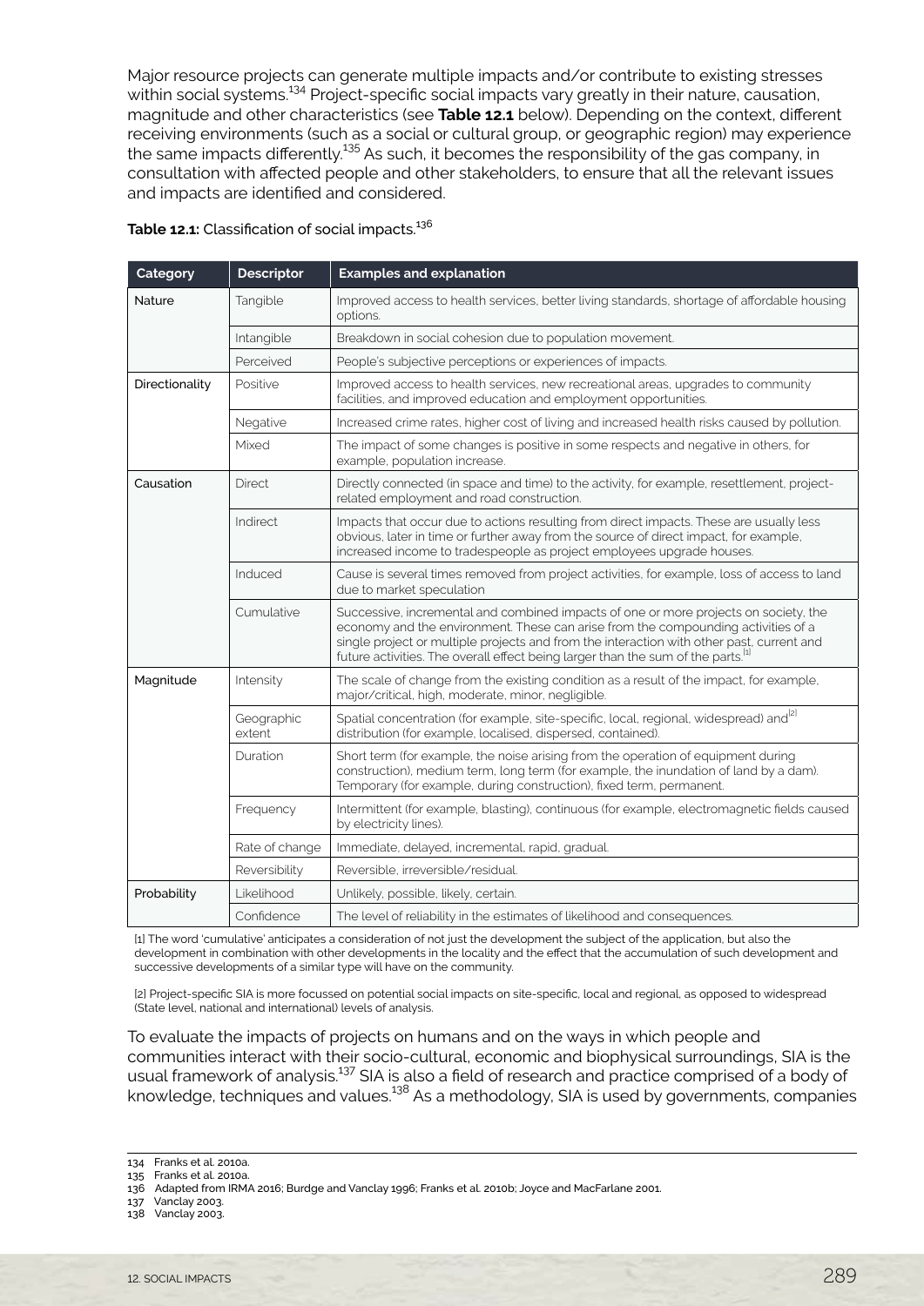Major resource projects can generate multiple impacts and/or contribute to existing stresses within social systems.[134] Project-specific social impacts vary greatly in their nature, causation, magnitude and other characteristics (see **Table 12.1** below). Depending on the context, different receiving environments (such as a social or cultural group, or geographic region) may experience the same impacts differently.[135] As such, it becomes the responsibility of the gas company, in consultation with affected people and other stakeholders, to ensure that all the relevant issues and impacts are identified and considered.

**Table 12.1:** Classification of social impacts.[136]

| Category | Descriptor | Examples and explanation |
|---|---|---|
| Nature | Tangible | Improved access to health services, better living standards, shortage of affordable housing options. |
| | Intangible | Breakdown in social cohesion due to population movement. |
| | Perceived | People's subjective perceptions or experiences of impacts. |
| Directionality | Positive | Improved access to health services, new recreational areas, upgrades to community facilities, and improved education and employment opportunities. |
| | Negative | Increased crime rates, higher cost of living and increased health risks caused by pollution. |
| | Mixed | The impact of some changes is positive in some respects and negative in others, for example, population increase. |
| Causation | Direct | Directly connected (in space and time) to the activity, for example, resettlement, project-related employment and road construction. |
| | Indirect | Impacts that occur due to actions resulting from direct impacts. These are usually less obvious, later in time or further away from the source of direct impact, for example, increased income to tradespeople as project employees upgrade houses. |
| | Induced | Cause is several times removed from project activities, for example, loss of access to land due to market speculation |
| | Cumulative | Successive, incremental and combined impacts of one or more projects on society, the economy and the environment. These can arise from the compounding activities of a single project or multiple projects and from the interaction with other past, current and future activities. The overall effect being larger than the sum of the parts.[1] |
| Magnitude | Intensity | The scale of change from the existing condition as a result of the impact, for example, major/critical, high, moderate, minor, negligible. |
| | Geographic extent | Spatial concentration (for example, site-specific, local, regional, widespread) and[2] distribution (for example, localised, dispersed, contained). |
| | Duration | Short term (for example, the noise arising from the operation of equipment during construction), medium term, long term (for example, the inundation of land by a dam). Temporary (for example, during construction), fixed term, permanent. |
| | Frequency | Intermittent (for example, blasting), continuous (for example, electromagnetic fields caused by electricity lines). |
| | Rate of change | Immediate, delayed, incremental, rapid, gradual. |
| | Reversibility | Reversible, irreversible/residual. |
| Probability | Likelihood | Unlikely, possible, likely, certain. |
| | Confidence | The level of reliability in the estimates of likelihood and consequences. |

[1] The word 'cumulative' anticipates a consideration of not just the development the subject of the application, but also the development in combination with other developments in the locality and the effect that the accumulation of such development and successive developments of a similar type will have on the community.

[2] Project-specific SIA is more focussed on potential social impacts on site-specific, local and regional, as opposed to widespread (State level, national and international) levels of analysis.

To evaluate the impacts of projects on humans and on the ways in which people and communities interact with their socio-cultural, economic and biophysical surroundings, SIA is the usual framework of analysis.[137] SIA is also a field of research and practice comprised of a body of knowledge, techniques and values.[138] As a methodology, SIA is used by governments, companies

134 Franks et al. 2010a.
135 Franks et al. 2010a.
136 Adapted from IRMA 2016; Burdge and Vanclay 1996; Franks et al. 2010b; Joyce and MacFarlane 2001.
137 Vanclay 2003.
138 Vanclay 2003.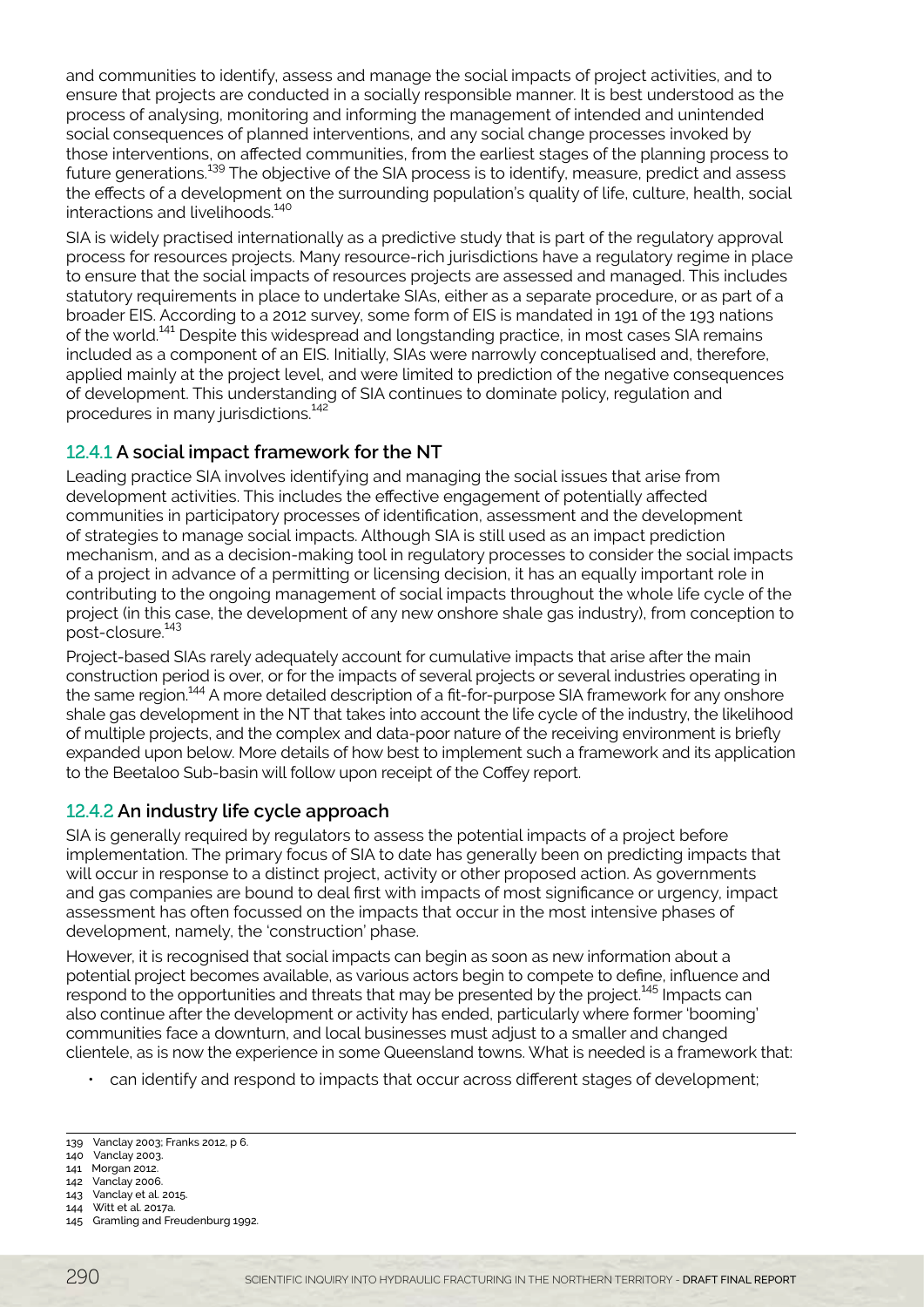and communities to identify, assess and manage the social impacts of project activities, and to ensure that projects are conducted in a socially responsible manner. It is best understood as the process of analysing, monitoring and informing the management of intended and unintended social consequences of planned interventions, and any social change processes invoked by those interventions, on affected communities, from the earliest stages of the planning process to future generations.[139] The objective of the SIA process is to identify, measure, predict and assess the effects of a development on the surrounding population's quality of life, culture, health, social interactions and livelihoods.[140]

SIA is widely practised internationally as a predictive study that is part of the regulatory approval process for resources projects. Many resource-rich jurisdictions have a regulatory regime in place to ensure that the social impacts of resources projects are assessed and managed. This includes statutory requirements in place to undertake SIAs, either as a separate procedure, or as part of a broader EIS. According to a 2012 survey, some form of EIS is mandated in 191 of the 193 nations of the world.[141] Despite this widespread and longstanding practice, in most cases SIA remains included as a component of an EIS. Initially, SIAs were narrowly conceptualised and, therefore, applied mainly at the project level, and were limited to prediction of the negative consequences of development. This understanding of SIA continues to dominate policy, regulation and procedures in many jurisdictions.[142]

### 12.4.1 A social impact framework for the NT

Leading practice SIA involves identifying and managing the social issues that arise from development activities. This includes the effective engagement of potentially affected communities in participatory processes of identification, assessment and the development of strategies to manage social impacts. Although SIA is still used as an impact prediction mechanism, and as a decision-making tool in regulatory processes to consider the social impacts of a project in advance of a permitting or licensing decision, it has an equally important role in contributing to the ongoing management of social impacts throughout the whole life cycle of the project (in this case, the development of any new onshore shale gas industry), from conception to post-closure.[143]

Project-based SIAs rarely adequately account for cumulative impacts that arise after the main construction period is over, or for the impacts of several projects or several industries operating in the same region.[144] A more detailed description of a fit-for-purpose SIA framework for any onshore shale gas development in the NT that takes into account the life cycle of the industry, the likelihood of multiple projects, and the complex and data-poor nature of the receiving environment is briefly expanded upon below. More details of how best to implement such a framework and its application to the Beetaloo Sub-basin will follow upon receipt of the Coffey report.

### 12.4.2 An industry life cycle approach

SIA is generally required by regulators to assess the potential impacts of a project before implementation. The primary focus of SIA to date has generally been on predicting impacts that will occur in response to a distinct project, activity or other proposed action. As governments and gas companies are bound to deal first with impacts of most significance or urgency, impact assessment has often focussed on the impacts that occur in the most intensive phases of development, namely, the 'construction' phase.

However, it is recognised that social impacts can begin as soon as new information about a potential project becomes available, as various actors begin to compete to define, influence and respond to the opportunities and threats that may be presented by the project.[145] Impacts can also continue after the development or activity has ended, particularly where former 'booming' communities face a downturn, and local businesses must adjust to a smaller and changed clientele, as is now the experience in some Queensland towns. What is needed is a framework that:

- can identify and respond to impacts that occur across different stages of development;

---

139 Vanclay 2003; Franks 2012, p 6.
140 Vanclay 2003.
141 Morgan 2012.
142 Vanclay 2006.
143 Vanclay et al. 2015.
144 Witt et al. 2017a.
145 Gramling and Freudenburg 1992.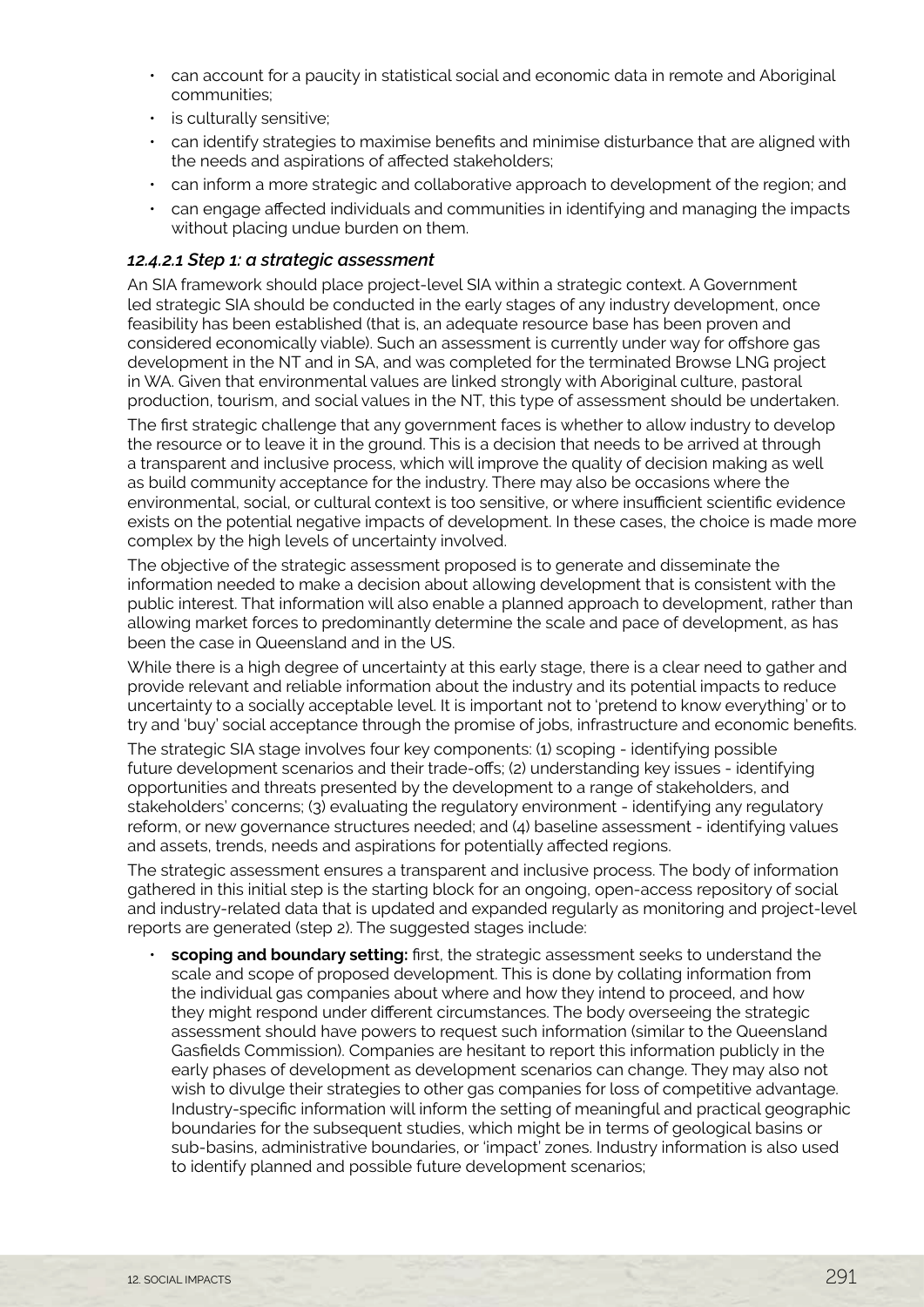- can account for a paucity in statistical social and economic data in remote and Aboriginal communities;
- is culturally sensitive;
- can identify strategies to maximise benefits and minimise disturbance that are aligned with the needs and aspirations of affected stakeholders;
- can inform a more strategic and collaborative approach to development of the region; and
- can engage affected individuals and communities in identifying and managing the impacts without placing undue burden on them.

#### *12.4.2.1 Step 1: a strategic assessment*

An SIA framework should place project-level SIA within a strategic context. A Government led strategic SIA should be conducted in the early stages of any industry development, once feasibility has been established (that is, an adequate resource base has been proven and considered economically viable). Such an assessment is currently under way for offshore gas development in the NT and in SA, and was completed for the terminated Browse LNG project in WA. Given that environmental values are linked strongly with Aboriginal culture, pastoral production, tourism, and social values in the NT, this type of assessment should be undertaken.

The first strategic challenge that any government faces is whether to allow industry to develop the resource or to leave it in the ground. This is a decision that needs to be arrived at through a transparent and inclusive process, which will improve the quality of decision making as well as build community acceptance for the industry. There may also be occasions where the environmental, social, or cultural context is too sensitive, or where insufficient scientific evidence exists on the potential negative impacts of development. In these cases, the choice is made more complex by the high levels of uncertainty involved.

The objective of the strategic assessment proposed is to generate and disseminate the information needed to make a decision about allowing development that is consistent with the public interest. That information will also enable a planned approach to development, rather than allowing market forces to predominantly determine the scale and pace of development, as has been the case in Queensland and in the US.

While there is a high degree of uncertainty at this early stage, there is a clear need to gather and provide relevant and reliable information about the industry and its potential impacts to reduce uncertainty to a socially acceptable level. It is important not to 'pretend to know everything' or to try and 'buy' social acceptance through the promise of jobs, infrastructure and economic benefits.

The strategic SIA stage involves four key components: (1) scoping - identifying possible future development scenarios and their trade-offs; (2) understanding key issues - identifying opportunities and threats presented by the development to a range of stakeholders, and stakeholders' concerns; (3) evaluating the regulatory environment - identifying any regulatory reform, or new governance structures needed; and (4) baseline assessment - identifying values and assets, trends, needs and aspirations for potentially affected regions.

The strategic assessment ensures a transparent and inclusive process. The body of information gathered in this initial step is the starting block for an ongoing, open-access repository of social and industry-related data that is updated and expanded regularly as monitoring and project-level reports are generated (step 2). The suggested stages include:

- **scoping and boundary setting:** first, the strategic assessment seeks to understand the scale and scope of proposed development. This is done by collating information from the individual gas companies about where and how they intend to proceed, and how they might respond under different circumstances. The body overseeing the strategic assessment should have powers to request such information (similar to the Queensland Gasfields Commission). Companies are hesitant to report this information publicly in the early phases of development as development scenarios can change. They may also not wish to divulge their strategies to other gas companies for loss of competitive advantage. Industry-specific information will inform the setting of meaningful and practical geographic boundaries for the subsequent studies, which might be in terms of geological basins or sub-basins, administrative boundaries, or 'impact' zones. Industry information is also used to identify planned and possible future development scenarios;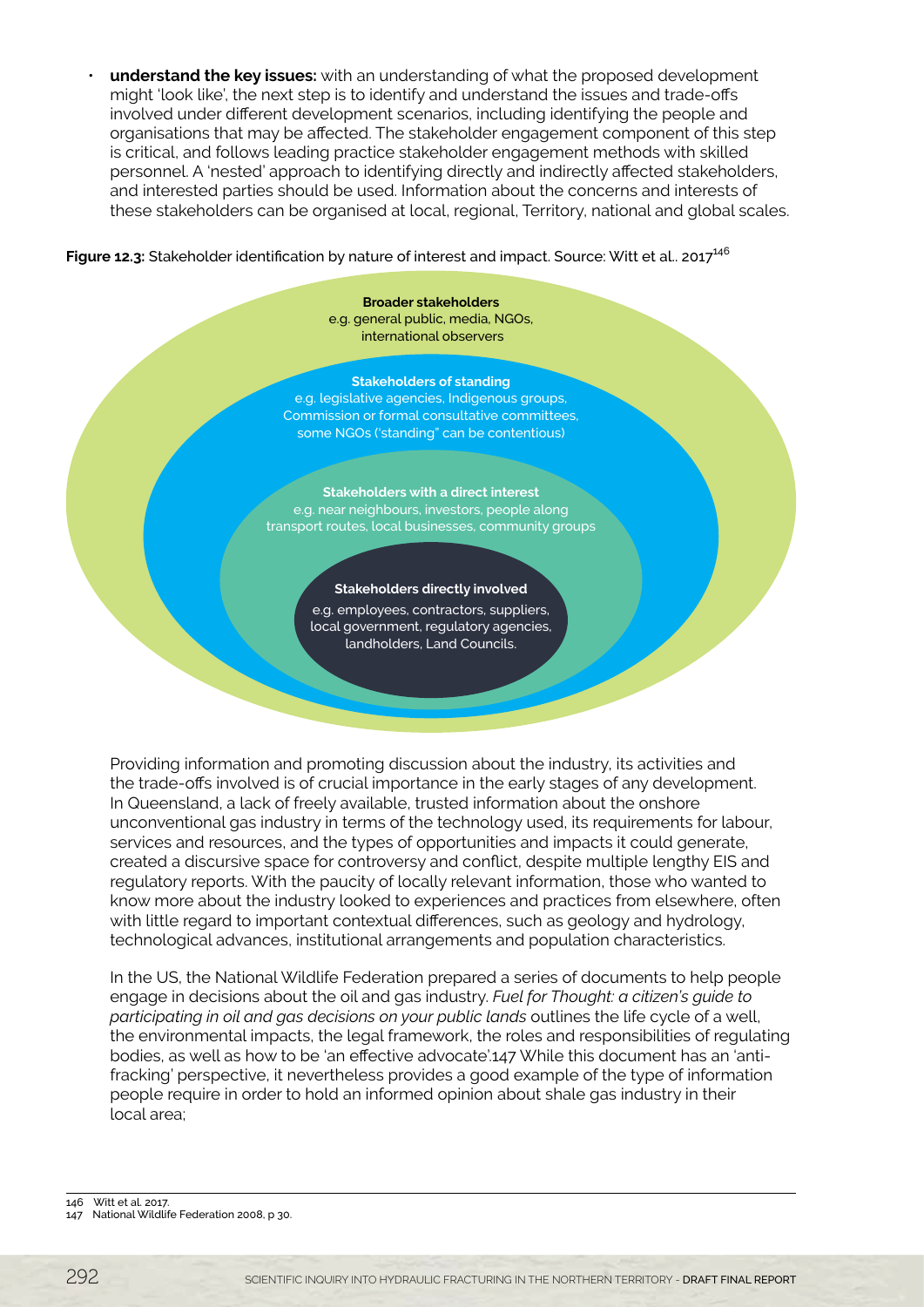- **understand the key issues:** with an understanding of what the proposed development might 'look like', the next step is to identify and understand the issues and trade-offs involved under different development scenarios, including identifying the people and organisations that may be affected. The stakeholder engagement component of this step is critical, and follows leading practice stakeholder engagement methods with skilled personnel. A 'nested' approach to identifying directly and indirectly affected stakeholders, and interested parties should be used. Information about the concerns and interests of these stakeholders can be organised at local, regional, Territory, national and global scales.

**Figure 12.3:** Stakeholder identification by nature of interest and impact. Source: Witt et al.. 2017[146]

**Broader stakeholders**
e.g. general public, media, NGOs, international observers

**Stakeholders of standing**
e.g. legislative agencies, Indigenous groups, Commission or formal consultative committees, some NGOs ('standing" can be contentious)

**Stakeholders with a direct interest**
e.g. near neighbours, investors, people along transport routes, local businesses, community groups

**Stakeholders directly involved**
e.g. employees, contractors, suppliers, local government, regulatory agencies, landholders, Land Councils.

Providing information and promoting discussion about the industry, its activities and the trade-offs involved is of crucial importance in the early stages of any development. In Queensland, a lack of freely available, trusted information about the onshore unconventional gas industry in terms of the technology used, its requirements for labour, services and resources, and the types of opportunities and impacts it could generate, created a discursive space for controversy and conflict, despite multiple lengthy EIS and regulatory reports. With the paucity of locally relevant information, those who wanted to know more about the industry looked to experiences and practices from elsewhere, often with little regard to important contextual differences, such as geology and hydrology, technological advances, institutional arrangements and population characteristics.

In the US, the National Wildlife Federation prepared a series of documents to help people engage in decisions about the oil and gas industry. *Fuel for Thought: a citizen's guide to participating in oil and gas decisions on your public lands* outlines the life cycle of a well, the environmental impacts, the legal framework, the roles and responsibilities of regulating bodies, as well as how to be 'an effective advocate'.[147] While this document has an 'anti-fracking' perspective, it nevertheless provides a good example of the type of information people require in order to hold an informed opinion about shale gas industry in their local area;

146 Witt et al. 2017.
147 National Wildlife Federation 2008, p 30.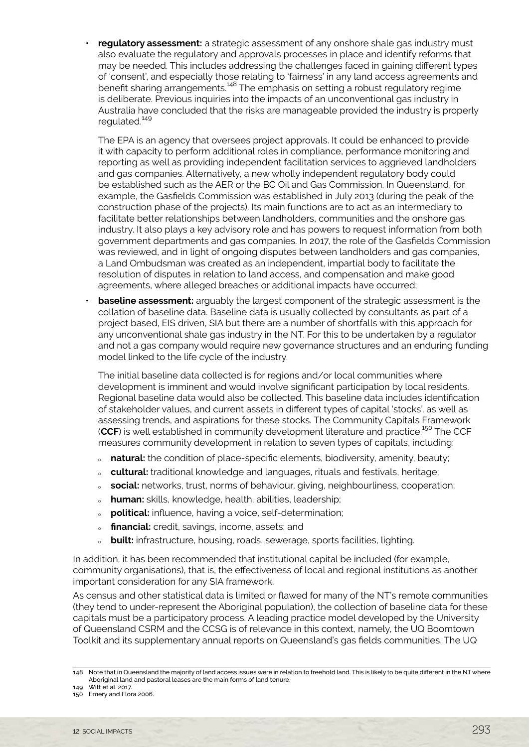- **regulatory assessment:** a strategic assessment of any onshore shale gas industry must also evaluate the regulatory and approvals processes in place and identify reforms that may be needed. This includes addressing the challenges faced in gaining different types of 'consent', and especially those relating to 'fairness' in any land access agreements and benefit sharing arrangements.[148] The emphasis on setting a robust regulatory regime is deliberate. Previous inquiries into the impacts of an unconventional gas industry in Australia have concluded that the risks are manageable provided the industry is properly regulated.[149]

  The EPA is an agency that oversees project approvals. It could be enhanced to provide it with capacity to perform additional roles in compliance, performance monitoring and reporting as well as providing independent facilitation services to aggrieved landholders and gas companies. Alternatively, a new wholly independent regulatory body could be established such as the AER or the BC Oil and Gas Commission. In Queensland, for example, the Gasfields Commission was established in July 2013 (during the peak of the construction phase of the projects). Its main functions are to act as an intermediary to facilitate better relationships between landholders, communities and the onshore gas industry. It also plays a key advisory role and has powers to request information from both government departments and gas companies. In 2017, the role of the Gasfields Commission was reviewed, and in light of ongoing disputes between landholders and gas companies, a Land Ombudsman was created as an independent, impartial body to facilitate the resolution of disputes in relation to land access, and compensation and make good agreements, where alleged breaches or additional impacts have occurred;

- **baseline assessment:** arguably the largest component of the strategic assessment is the collation of baseline data. Baseline data is usually collected by consultants as part of a project based, EIS driven, SIA but there are a number of shortfalls with this approach for any unconventional shale gas industry in the NT. For this to be undertaken by a regulator and not a gas company would require new governance structures and an enduring funding model linked to the life cycle of the industry.

  The initial baseline data collected is for regions and/or local communities where development is imminent and would involve significant participation by local residents. Regional baseline data would also be collected. This baseline data includes identification of stakeholder values, and current assets in different types of capital 'stocks', as well as assessing trends, and aspirations for these stocks. The Community Capitals Framework (**CCF**) is well established in community development literature and practice.[150] The CCF measures community development in relation to seven types of capitals, including:

  - **natural:** the condition of place-specific elements, biodiversity, amenity, beauty;
  - **cultural:** traditional knowledge and languages, rituals and festivals, heritage;
  - **social:** networks, trust, norms of behaviour, giving, neighbourliness, cooperation;
  - **human:** skills, knowledge, health, abilities, leadership;
  - **political:** influence, having a voice, self-determination;
  - **financial:** credit, savings, income, assets; and
  - **built:** infrastructure, housing, roads, sewerage, sports facilities, lighting.

In addition, it has been recommended that institutional capital be included (for example, community organisations), that is, the effectiveness of local and regional institutions as another important consideration for any SIA framework.

As census and other statistical data is limited or flawed for many of the NT's remote communities (they tend to under-represent the Aboriginal population), the collection of baseline data for these capitals must be a participatory process. A leading practice model developed by the University of Queensland CSRM and the CCSG is of relevance in this context, namely, the UQ Boomtown Toolkit and its supplementary annual reports on Queensland's gas fields communities. The UQ

148 Note that in Queensland the majority of land access issues were in relation to freehold land. This is likely to be quite different in the NT where Aboriginal land and pastoral leases are the main forms of land tenure.

149 Witt et al. 2017.

150 Emery and Flora 2006.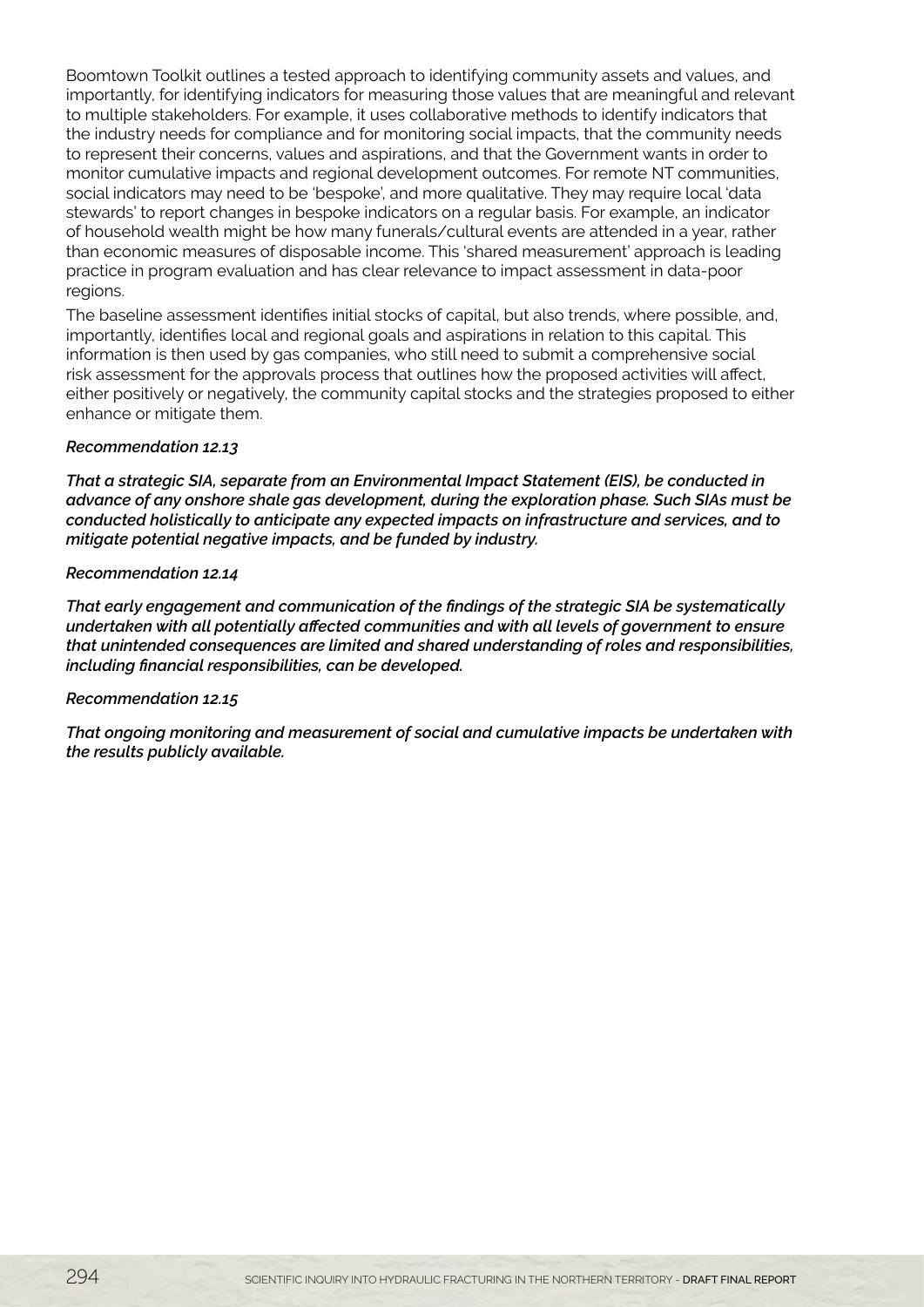Boomtown Toolkit outlines a tested approach to identifying community assets and values, and importantly, for identifying indicators for measuring those values that are meaningful and relevant to multiple stakeholders. For example, it uses collaborative methods to identify indicators that the industry needs for compliance and for monitoring social impacts, that the community needs to represent their concerns, values and aspirations, and that the Government wants in order to monitor cumulative impacts and regional development outcomes. For remote NT communities, social indicators may need to be 'bespoke', and more qualitative. They may require local 'data stewards' to report changes in bespoke indicators on a regular basis. For example, an indicator of household wealth might be how many funerals/cultural events are attended in a year, rather than economic measures of disposable income. This 'shared measurement' approach is leading practice in program evaluation and has clear relevance to impact assessment in data-poor regions.

The baseline assessment identifies initial stocks of capital, but also trends, where possible, and, importantly, identifies local and regional goals and aspirations in relation to this capital. This information is then used by gas companies, who still need to submit a comprehensive social risk assessment for the approvals process that outlines how the proposed activities will affect, either positively or negatively, the community capital stocks and the strategies proposed to either enhance or mitigate them.

***Recommendation 12.13***

***That a strategic SIA, separate from an Environmental Impact Statement (EIS), be conducted in advance of any onshore shale gas development, during the exploration phase. Such SIAs must be conducted holistically to anticipate any expected impacts on infrastructure and services, and to mitigate potential negative impacts, and be funded by industry.***

***Recommendation 12.14***

***That early engagement and communication of the findings of the strategic SIA be systematically undertaken with all potentially affected communities and with all levels of government to ensure that unintended consequences are limited and shared understanding of roles and responsibilities, including financial responsibilities, can be developed.***

***Recommendation 12.15***

***That ongoing monitoring and measurement of social and cumulative impacts be undertaken with the results publicly available.***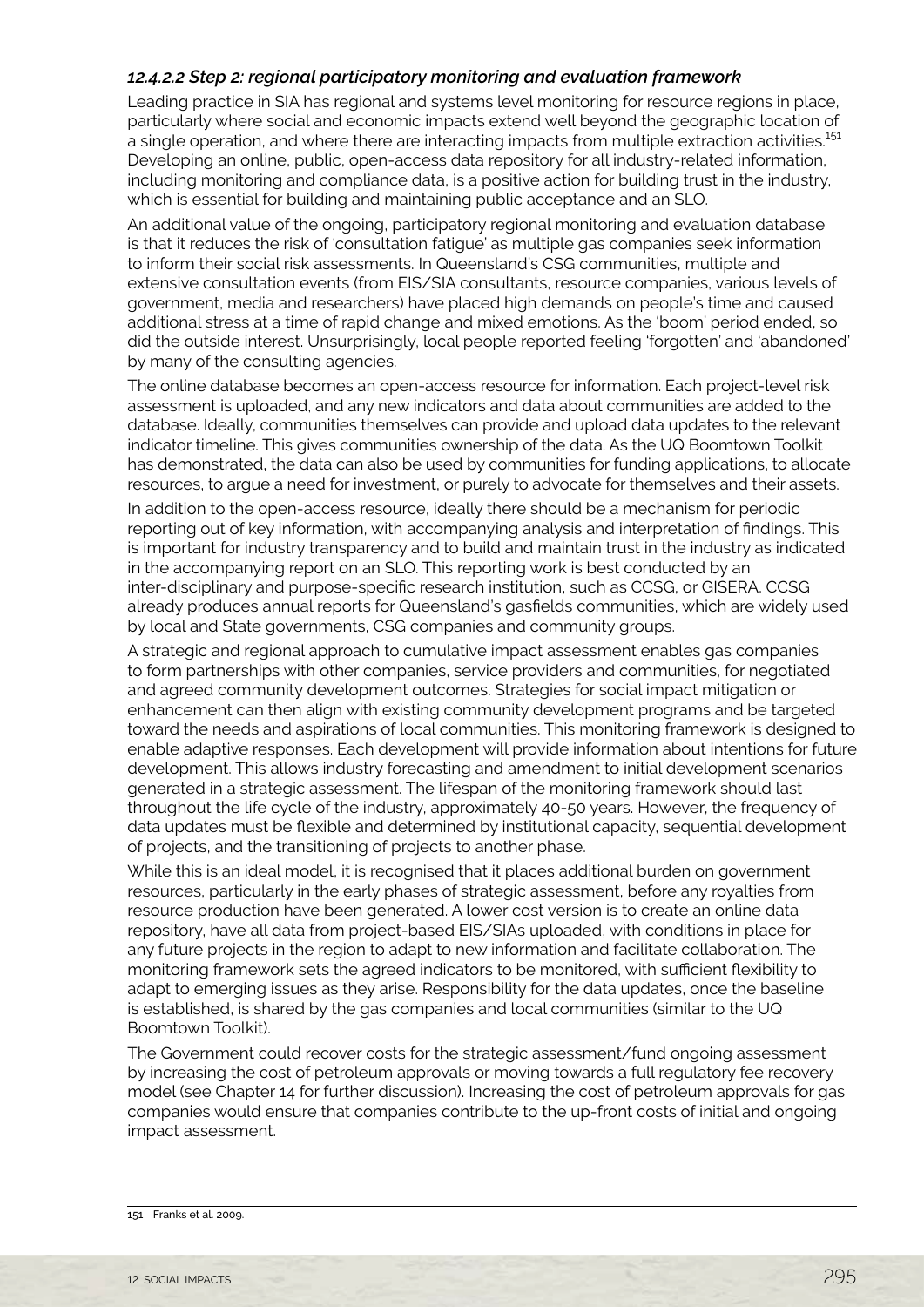#### *12.4.2.2 Step 2: regional participatory monitoring and evaluation framework*

Leading practice in SIA has regional and systems level monitoring for resource regions in place, particularly where social and economic impacts extend well beyond the geographic location of a single operation, and where there are interacting impacts from multiple extraction activities.[151] Developing an online, public, open-access data repository for all industry-related information, including monitoring and compliance data, is a positive action for building trust in the industry, which is essential for building and maintaining public acceptance and an SLO.

An additional value of the ongoing, participatory regional monitoring and evaluation database is that it reduces the risk of 'consultation fatigue' as multiple gas companies seek information to inform their social risk assessments. In Queensland's CSG communities, multiple and extensive consultation events (from EIS/SIA consultants, resource companies, various levels of government, media and researchers) have placed high demands on people's time and caused additional stress at a time of rapid change and mixed emotions. As the 'boom' period ended, so did the outside interest. Unsurprisingly, local people reported feeling 'forgotten' and 'abandoned' by many of the consulting agencies.

The online database becomes an open-access resource for information. Each project-level risk assessment is uploaded, and any new indicators and data about communities are added to the database. Ideally, communities themselves can provide and upload data updates to the relevant indicator timeline. This gives communities ownership of the data. As the UQ Boomtown Toolkit has demonstrated, the data can also be used by communities for funding applications, to allocate resources, to argue a need for investment, or purely to advocate for themselves and their assets.

In addition to the open-access resource, ideally there should be a mechanism for periodic reporting out of key information, with accompanying analysis and interpretation of findings. This is important for industry transparency and to build and maintain trust in the industry as indicated in the accompanying report on an SLO. This reporting work is best conducted by an inter-disciplinary and purpose-specific research institution, such as CCSG, or GISERA. CCSG already produces annual reports for Queensland's gasfields communities, which are widely used by local and State governments, CSG companies and community groups.

A strategic and regional approach to cumulative impact assessment enables gas companies to form partnerships with other companies, service providers and communities, for negotiated and agreed community development outcomes. Strategies for social impact mitigation or enhancement can then align with existing community development programs and be targeted toward the needs and aspirations of local communities. This monitoring framework is designed to enable adaptive responses. Each development will provide information about intentions for future development. This allows industry forecasting and amendment to initial development scenarios generated in a strategic assessment. The lifespan of the monitoring framework should last throughout the life cycle of the industry, approximately 40-50 years. However, the frequency of data updates must be flexible and determined by institutional capacity, sequential development of projects, and the transitioning of projects to another phase.

While this is an ideal model, it is recognised that it places additional burden on government resources, particularly in the early phases of strategic assessment, before any royalties from resource production have been generated. A lower cost version is to create an online data repository, have all data from project-based EIS/SIAs uploaded, with conditions in place for any future projects in the region to adapt to new information and facilitate collaboration. The monitoring framework sets the agreed indicators to be monitored, with sufficient flexibility to adapt to emerging issues as they arise. Responsibility for the data updates, once the baseline is established, is shared by the gas companies and local communities (similar to the UQ Boomtown Toolkit).

The Government could recover costs for the strategic assessment/fund ongoing assessment by increasing the cost of petroleum approvals or moving towards a full regulatory fee recovery model (see Chapter 14 for further discussion). Increasing the cost of petroleum approvals for gas companies would ensure that companies contribute to the up-front costs of initial and ongoing impact assessment.

---

151 Franks et al. 2009.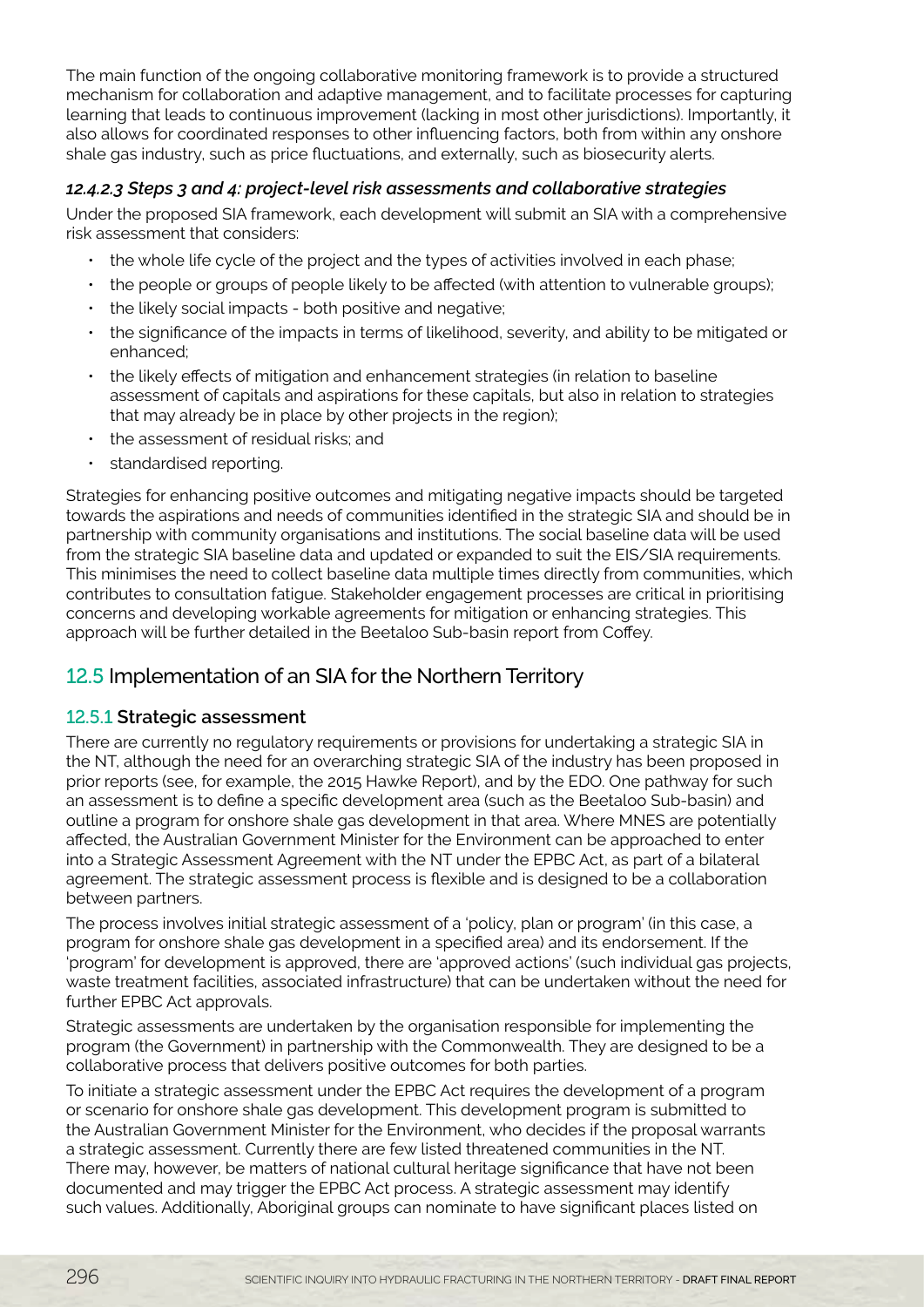The main function of the ongoing collaborative monitoring framework is to provide a structured mechanism for collaboration and adaptive management, and to facilitate processes for capturing learning that leads to continuous improvement (lacking in most other jurisdictions). Importantly, it also allows for coordinated responses to other influencing factors, both from within any onshore shale gas industry, such as price fluctuations, and externally, such as biosecurity alerts.

#### *12.4.2.3 Steps 3 and 4: project-level risk assessments and collaborative strategies*

Under the proposed SIA framework, each development will submit an SIA with a comprehensive risk assessment that considers:

- the whole life cycle of the project and the types of activities involved in each phase;
- the people or groups of people likely to be affected (with attention to vulnerable groups);
- the likely social impacts - both positive and negative;
- the significance of the impacts in terms of likelihood, severity, and ability to be mitigated or enhanced;
- the likely effects of mitigation and enhancement strategies (in relation to baseline assessment of capitals and aspirations for these capitals, but also in relation to strategies that may already be in place by other projects in the region);
- the assessment of residual risks; and
- standardised reporting.

Strategies for enhancing positive outcomes and mitigating negative impacts should be targeted towards the aspirations and needs of communities identified in the strategic SIA and should be in partnership with community organisations and institutions. The social baseline data will be used from the strategic SIA baseline data and updated or expanded to suit the EIS/SIA requirements. This minimises the need to collect baseline data multiple times directly from communities, which contributes to consultation fatigue. Stakeholder engagement processes are critical in prioritising concerns and developing workable agreements for mitigation or enhancing strategies. This approach will be further detailed in the Beetaloo Sub-basin report from Coffey.

## 12.5 Implementation of an SIA for the Northern Territory

### 12.5.1 Strategic assessment

There are currently no regulatory requirements or provisions for undertaking a strategic SIA in the NT, although the need for an overarching strategic SIA of the industry has been proposed in prior reports (see, for example, the 2015 Hawke Report), and by the EDO. One pathway for such an assessment is to define a specific development area (such as the Beetaloo Sub-basin) and outline a program for onshore shale gas development in that area. Where MNES are potentially affected, the Australian Government Minister for the Environment can be approached to enter into a Strategic Assessment Agreement with the NT under the EPBC Act, as part of a bilateral agreement. The strategic assessment process is flexible and is designed to be a collaboration between partners.

The process involves initial strategic assessment of a 'policy, plan or program' (in this case, a program for onshore shale gas development in a specified area) and its endorsement. If the 'program' for development is approved, there are 'approved actions' (such individual gas projects, waste treatment facilities, associated infrastructure) that can be undertaken without the need for further EPBC Act approvals.

Strategic assessments are undertaken by the organisation responsible for implementing the program (the Government) in partnership with the Commonwealth. They are designed to be a collaborative process that delivers positive outcomes for both parties.

To initiate a strategic assessment under the EPBC Act requires the development of a program or scenario for onshore shale gas development. This development program is submitted to the Australian Government Minister for the Environment, who decides if the proposal warrants a strategic assessment. Currently there are few listed threatened communities in the NT. There may, however, be matters of national cultural heritage significance that have not been documented and may trigger the EPBC Act process. A strategic assessment may identify such values. Additionally, Aboriginal groups can nominate to have significant places listed on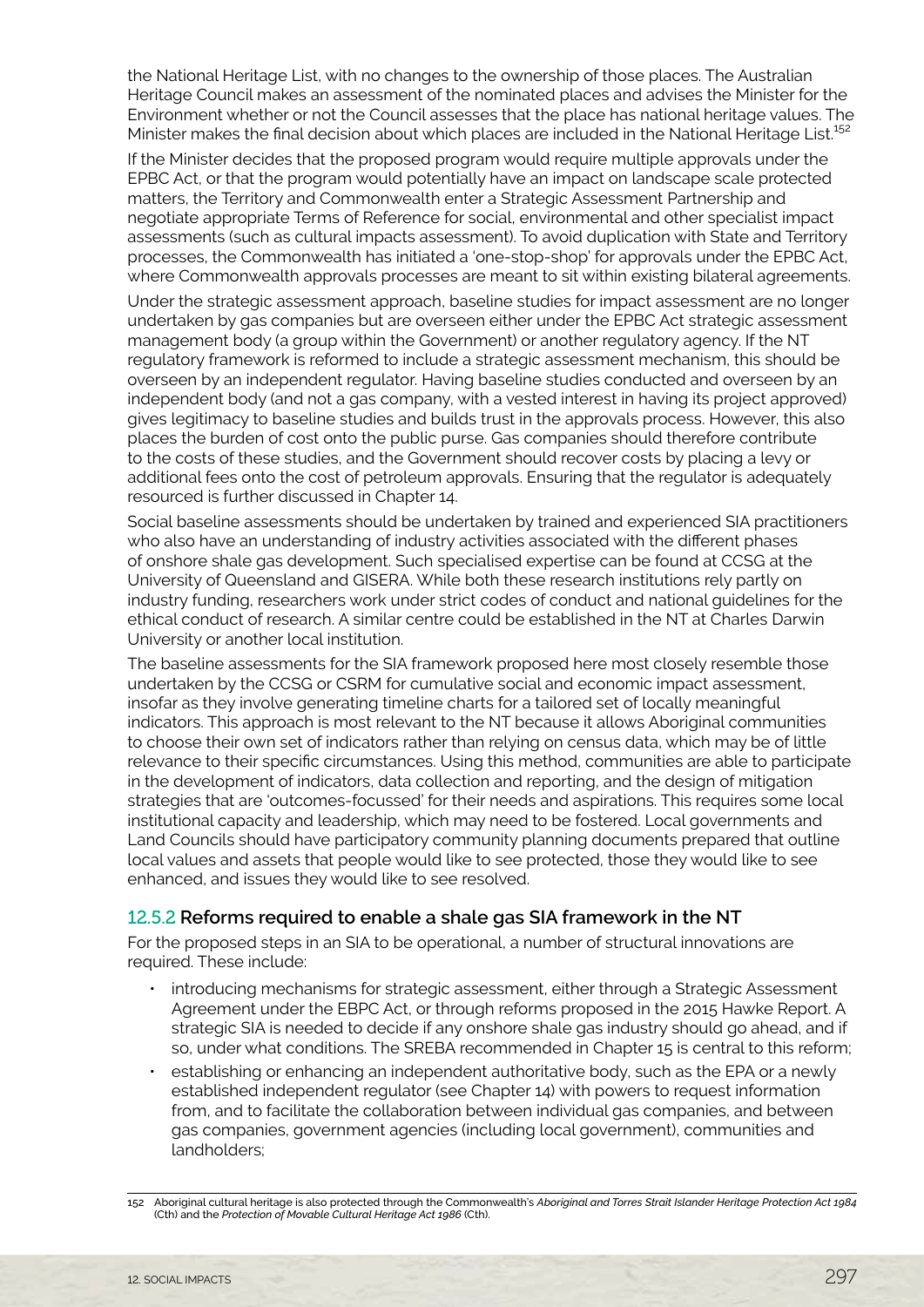the National Heritage List, with no changes to the ownership of those places. The Australian Heritage Council makes an assessment of the nominated places and advises the Minister for the Environment whether or not the Council assesses that the place has national heritage values. The Minister makes the final decision about which places are included in the National Heritage List.[152]

If the Minister decides that the proposed program would require multiple approvals under the EPBC Act, or that the program would potentially have an impact on landscape scale protected matters, the Territory and Commonwealth enter a Strategic Assessment Partnership and negotiate appropriate Terms of Reference for social, environmental and other specialist impact assessments (such as cultural impacts assessment). To avoid duplication with State and Territory processes, the Commonwealth has initiated a 'one-stop-shop' for approvals under the EPBC Act, where Commonwealth approvals processes are meant to sit within existing bilateral agreements.

Under the strategic assessment approach, baseline studies for impact assessment are no longer undertaken by gas companies but are overseen either under the EPBC Act strategic assessment management body (a group within the Government) or another regulatory agency. If the NT regulatory framework is reformed to include a strategic assessment mechanism, this should be overseen by an independent regulator. Having baseline studies conducted and overseen by an independent body (and not a gas company, with a vested interest in having its project approved) gives legitimacy to baseline studies and builds trust in the approvals process. However, this also places the burden of cost onto the public purse. Gas companies should therefore contribute to the costs of these studies, and the Government should recover costs by placing a levy or additional fees onto the cost of petroleum approvals. Ensuring that the regulator is adequately resourced is further discussed in Chapter 14.

Social baseline assessments should be undertaken by trained and experienced SIA practitioners who also have an understanding of industry activities associated with the different phases of onshore shale gas development. Such specialised expertise can be found at CCSG at the University of Queensland and GISERA. While both these research institutions rely partly on industry funding, researchers work under strict codes of conduct and national guidelines for the ethical conduct of research. A similar centre could be established in the NT at Charles Darwin University or another local institution.

The baseline assessments for the SIA framework proposed here most closely resemble those undertaken by the CCSG or CSRM for cumulative social and economic impact assessment, insofar as they involve generating timeline charts for a tailored set of locally meaningful indicators. This approach is most relevant to the NT because it allows Aboriginal communities to choose their own set of indicators rather than relying on census data, which may be of little relevance to their specific circumstances. Using this method, communities are able to participate in the development of indicators, data collection and reporting, and the design of mitigation strategies that are 'outcomes-focussed' for their needs and aspirations. This requires some local institutional capacity and leadership, which may need to be fostered. Local governments and Land Councils should have participatory community planning documents prepared that outline local values and assets that people would like to see protected, those they would like to see enhanced, and issues they would like to see resolved.

### 12.5.2 Reforms required to enable a shale gas SIA framework in the NT

For the proposed steps in an SIA to be operational, a number of structural innovations are required. These include:

- introducing mechanisms for strategic assessment, either through a Strategic Assessment Agreement under the EBPC Act, or through reforms proposed in the 2015 Hawke Report. A strategic SIA is needed to decide if any onshore shale gas industry should go ahead, and if so, under what conditions. The SREBA recommended in Chapter 15 is central to this reform;
- establishing or enhancing an independent authoritative body, such as the EPA or a newly established independent regulator (see Chapter 14) with powers to request information from, and to facilitate the collaboration between individual gas companies, and between gas companies, government agencies (including local government), communities and landholders;

152 Aboriginal cultural heritage is also protected through the Commonwealth's *Aboriginal and Torres Strait Islander Heritage Protection Act 1984* (Cth) and the *Protection of Movable Cultural Heritage Act 1986* (Cth).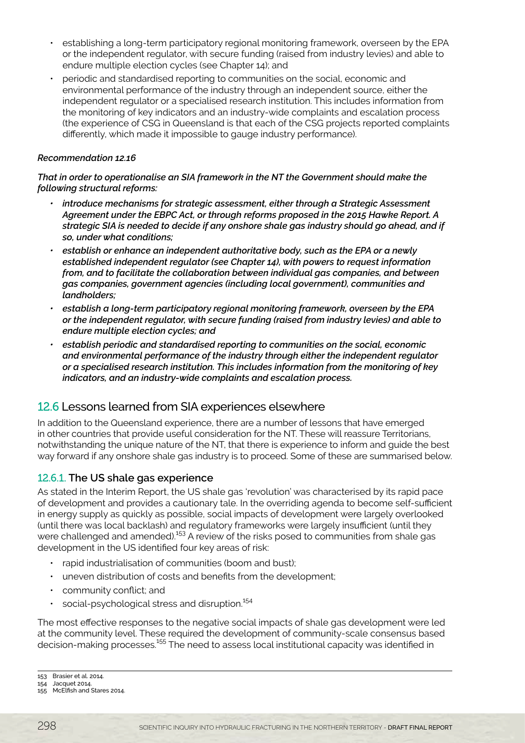- establishing a long-term participatory regional monitoring framework, overseen by the EPA or the independent regulator, with secure funding (raised from industry levies) and able to endure multiple election cycles (see Chapter 14); and
- periodic and standardised reporting to communities on the social, economic and environmental performance of the industry through an independent source, either the independent regulator or a specialised research institution. This includes information from the monitoring of key indicators and an industry-wide complaints and escalation process (the experience of CSG in Queensland is that each of the CSG projects reported complaints differently, which made it impossible to gauge industry performance).

***Recommendation 12.16***

***That in order to operationalise an SIA framework in the NT the Government should make the following structural reforms:***

- ***introduce mechanisms for strategic assessment, either through a Strategic Assessment Agreement under the EBPC Act, or through reforms proposed in the 2015 Hawke Report. A strategic SIA is needed to decide if any onshore shale gas industry should go ahead, and if so, under what conditions;***
- ***establish or enhance an independent authoritative body, such as the EPA or a newly established independent regulator (see Chapter 14), with powers to request information from, and to facilitate the collaboration between individual gas companies, and between gas companies, government agencies (including local government), communities and landholders;***
- ***establish a long-term participatory regional monitoring framework, overseen by the EPA or the independent regulator, with secure funding (raised from industry levies) and able to endure multiple election cycles; and***
- ***establish periodic and standardised reporting to communities on the social, economic and environmental performance of the industry through either the independent regulator or a specialised research institution. This includes information from the monitoring of key indicators, and an industry-wide complaints and escalation process.***

## 12.6 Lessons learned from SIA experiences elsewhere

In addition to the Queensland experience, there are a number of lessons that have emerged in other countries that provide useful consideration for the NT. These will reassure Territorians, notwithstanding the unique nature of the NT, that there is experience to inform and guide the best way forward if any onshore shale gas industry is to proceed. Some of these are summarised below.

### 12.6.1. The US shale gas experience

As stated in the Interim Report, the US shale gas 'revolution' was characterised by its rapid pace of development and provides a cautionary tale. In the overriding agenda to become self-sufficient in energy supply as quickly as possible, social impacts of development were largely overlooked (until there was local backlash) and regulatory frameworks were largely insufficient (until they were challenged and amended).[153] A review of the risks posed to communities from shale gas development in the US identified four key areas of risk:

- rapid industrialisation of communities (boom and bust);
- uneven distribution of costs and benefits from the development;
- community conflict; and
- social-psychological stress and disruption.[154]

The most effective responses to the negative social impacts of shale gas development were led at the community level. These required the development of community-scale consensus based decision-making processes.[155] The need to assess local institutional capacity was identified in

---

153 Brasier et al. 2014.
154 Jacquet 2014.
155 McElfish and Stares 2014.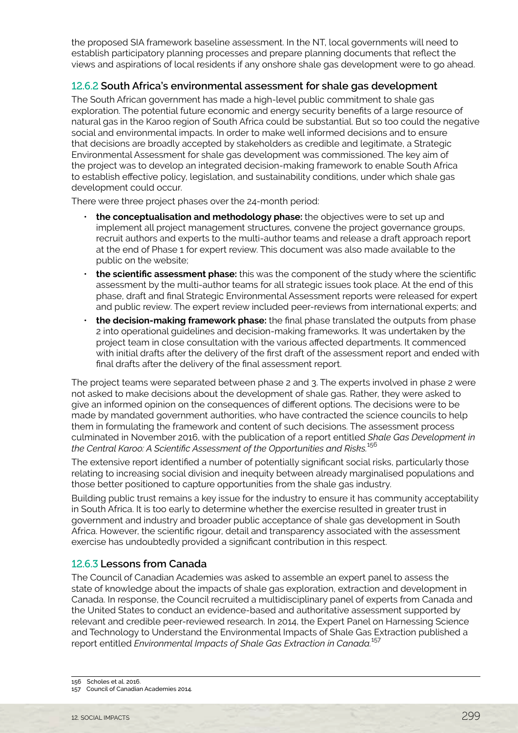the proposed SIA framework baseline assessment. In the NT, local governments will need to establish participatory planning processes and prepare planning documents that reflect the views and aspirations of local residents if any onshore shale gas development were to go ahead.

### 12.6.2 South Africa's environmental assessment for shale gas development

The South African government has made a high-level public commitment to shale gas exploration. The potential future economic and energy security benefits of a large resource of natural gas in the Karoo region of South Africa could be substantial. But so too could the negative social and environmental impacts. In order to make well informed decisions and to ensure that decisions are broadly accepted by stakeholders as credible and legitimate, a Strategic Environmental Assessment for shale gas development was commissioned. The key aim of the project was to develop an integrated decision-making framework to enable South Africa to establish effective policy, legislation, and sustainability conditions, under which shale gas development could occur.

There were three project phases over the 24-month period:

- **the conceptualisation and methodology phase:** the objectives were to set up and implement all project management structures, convene the project governance groups, recruit authors and experts to the multi-author teams and release a draft approach report at the end of Phase 1 for expert review. This document was also made available to the public on the website;
- **the scientific assessment phase:** this was the component of the study where the scientific assessment by the multi-author teams for all strategic issues took place. At the end of this phase, draft and final Strategic Environmental Assessment reports were released for expert and public review. The expert review included peer-reviews from international experts; and
- **the decision-making framework phase:** the final phase translated the outputs from phase 2 into operational guidelines and decision-making frameworks. It was undertaken by the project team in close consultation with the various affected departments. It commenced with initial drafts after the delivery of the first draft of the assessment report and ended with final drafts after the delivery of the final assessment report.

The project teams were separated between phase 2 and 3. The experts involved in phase 2 were not asked to make decisions about the development of shale gas. Rather, they were asked to give an informed opinion on the consequences of different options. The decisions were to be made by mandated government authorities, who have contracted the science councils to help them in formulating the framework and content of such decisions. The assessment process culminated in November 2016, with the publication of a report entitled *Shale Gas Development in the Central Karoo: A Scientific Assessment of the Opportunities and Risks.*[156]

The extensive report identified a number of potentially significant social risks, particularly those relating to increasing social division and inequity between already marginalised populations and those better positioned to capture opportunities from the shale gas industry.

Building public trust remains a key issue for the industry to ensure it has community acceptability in South Africa. It is too early to determine whether the exercise resulted in greater trust in government and industry and broader public acceptance of shale gas development in South Africa. However, the scientific rigour, detail and transparency associated with the assessment exercise has undoubtedly provided a significant contribution in this respect.

### 12.6.3 Lessons from Canada

The Council of Canadian Academies was asked to assemble an expert panel to assess the state of knowledge about the impacts of shale gas exploration, extraction and development in Canada. In response, the Council recruited a multidisciplinary panel of experts from Canada and the United States to conduct an evidence-based and authoritative assessment supported by relevant and credible peer-reviewed research. In 2014, the Expert Panel on Harnessing Science and Technology to Understand the Environmental Impacts of Shale Gas Extraction published a report entitled *Environmental Impacts of Shale Gas Extraction in Canada.*[157]

---

156 Scholes et al. 2016.
157 Council of Canadian Academies 2014.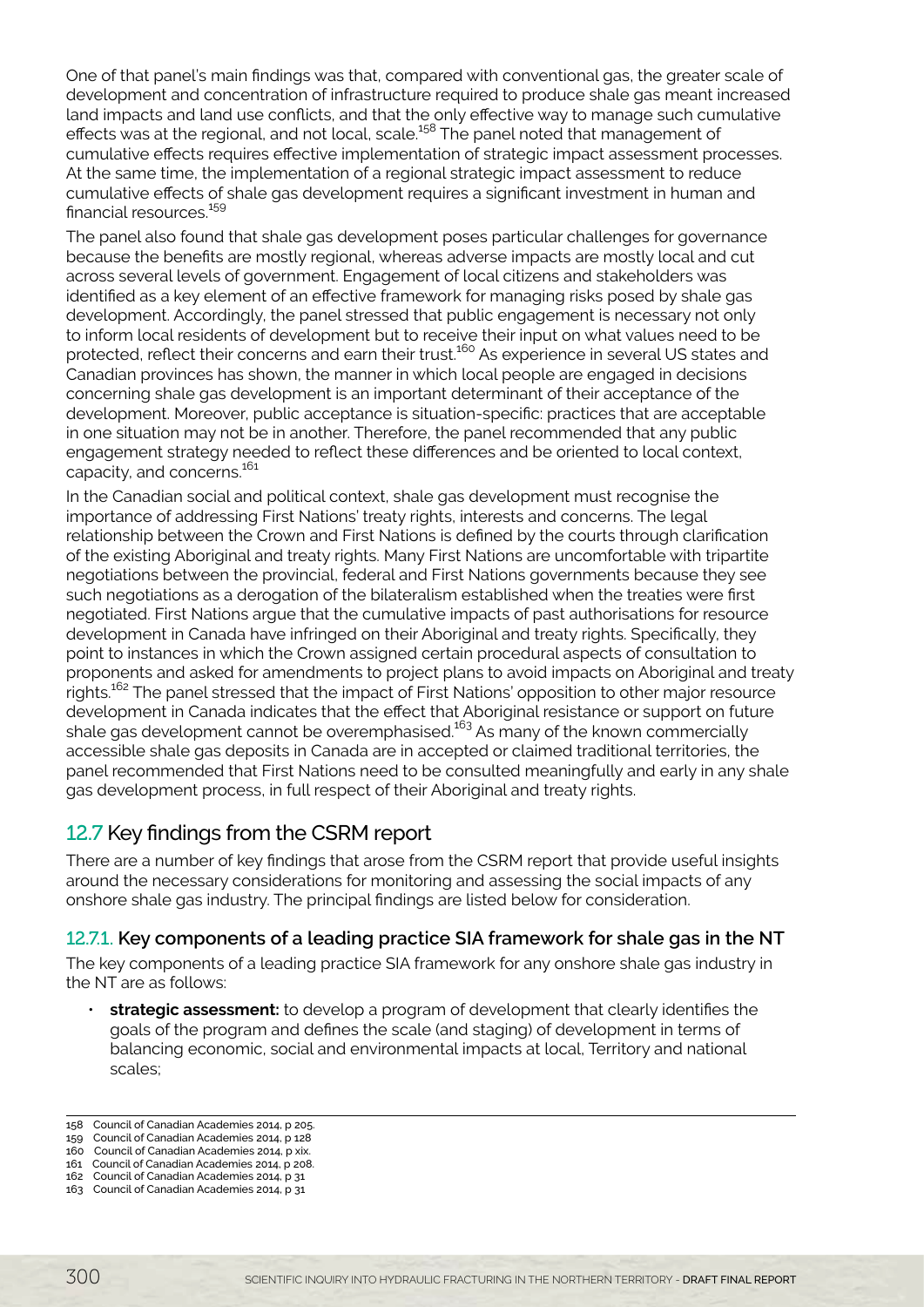One of that panel's main findings was that, compared with conventional gas, the greater scale of development and concentration of infrastructure required to produce shale gas meant increased land impacts and land use conflicts, and that the only effective way to manage such cumulative effects was at the regional, and not local, scale.[158] The panel noted that management of cumulative effects requires effective implementation of strategic impact assessment processes. At the same time, the implementation of a regional strategic impact assessment to reduce cumulative effects of shale gas development requires a significant investment in human and financial resources.[159]

The panel also found that shale gas development poses particular challenges for governance because the benefits are mostly regional, whereas adverse impacts are mostly local and cut across several levels of government. Engagement of local citizens and stakeholders was identified as a key element of an effective framework for managing risks posed by shale gas development. Accordingly, the panel stressed that public engagement is necessary not only to inform local residents of development but to receive their input on what values need to be protected, reflect their concerns and earn their trust.[160] As experience in several US states and Canadian provinces has shown, the manner in which local people are engaged in decisions concerning shale gas development is an important determinant of their acceptance of the development. Moreover, public acceptance is situation-specific: practices that are acceptable in one situation may not be in another. Therefore, the panel recommended that any public engagement strategy needed to reflect these differences and be oriented to local context, capacity, and concerns.[161]

In the Canadian social and political context, shale gas development must recognise the importance of addressing First Nations' treaty rights, interests and concerns. The legal relationship between the Crown and First Nations is defined by the courts through clarification of the existing Aboriginal and treaty rights. Many First Nations are uncomfortable with tripartite negotiations between the provincial, federal and First Nations governments because they see such negotiations as a derogation of the bilateralism established when the treaties were first negotiated. First Nations argue that the cumulative impacts of past authorisations for resource development in Canada have infringed on their Aboriginal and treaty rights. Specifically, they point to instances in which the Crown assigned certain procedural aspects of consultation to proponents and asked for amendments to project plans to avoid impacts on Aboriginal and treaty rights.[162] The panel stressed that the impact of First Nations' opposition to other major resource development in Canada indicates that the effect that Aboriginal resistance or support on future shale gas development cannot be overemphasised.[163] As many of the known commercially accessible shale gas deposits in Canada are in accepted or claimed traditional territories, the panel recommended that First Nations need to be consulted meaningfully and early in any shale gas development process, in full respect of their Aboriginal and treaty rights.

## 12.7 Key findings from the CSRM report

There are a number of key findings that arose from the CSRM report that provide useful insights around the necessary considerations for monitoring and assessing the social impacts of any onshore shale gas industry. The principal findings are listed below for consideration.

### 12.7.1. Key components of a leading practice SIA framework for shale gas in the NT

The key components of a leading practice SIA framework for any onshore shale gas industry in the NT are as follows:

- **strategic assessment:** to develop a program of development that clearly identifies the goals of the program and defines the scale (and staging) of development in terms of balancing economic, social and environmental impacts at local, Territory and national scales;

---

158 Council of Canadian Academies 2014, p 205.
159 Council of Canadian Academies 2014, p 128
160 Council of Canadian Academies 2014, p xix.
161 Council of Canadian Academies 2014, p 208.
162 Council of Canadian Academies 2014, p 31
163 Council of Canadian Academies 2014, p 31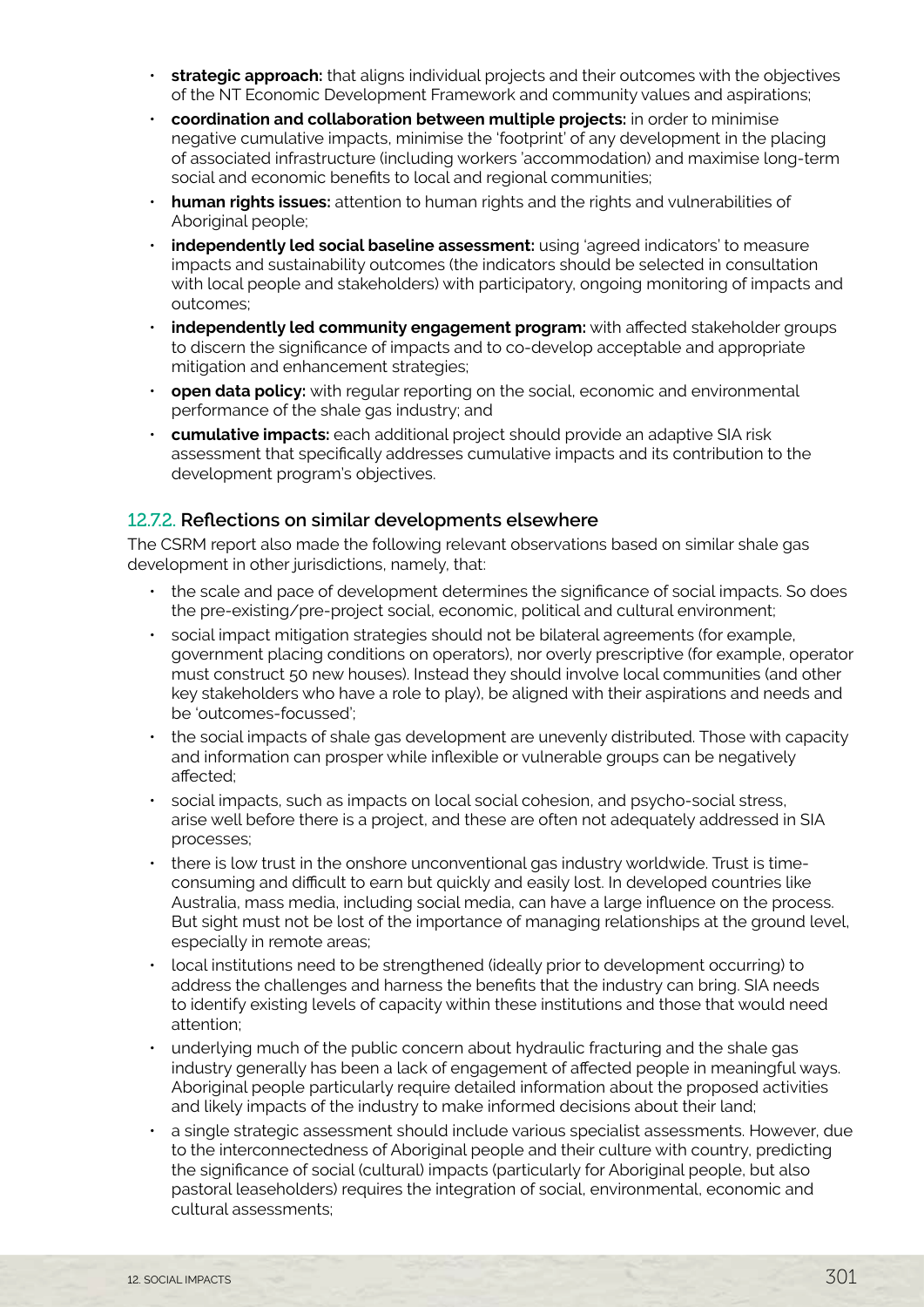- **strategic approach:** that aligns individual projects and their outcomes with the objectives of the NT Economic Development Framework and community values and aspirations;
- **coordination and collaboration between multiple projects:** in order to minimise negative cumulative impacts, minimise the 'footprint' of any development in the placing of associated infrastructure (including workers 'accommodation) and maximise long-term social and economic benefits to local and regional communities;
- **human rights issues:** attention to human rights and the rights and vulnerabilities of Aboriginal people;
- **independently led social baseline assessment:** using 'agreed indicators' to measure impacts and sustainability outcomes (the indicators should be selected in consultation with local people and stakeholders) with participatory, ongoing monitoring of impacts and outcomes;
- **independently led community engagement program:** with affected stakeholder groups to discern the significance of impacts and to co-develop acceptable and appropriate mitigation and enhancement strategies;
- **open data policy:** with regular reporting on the social, economic and environmental performance of the shale gas industry; and
- **cumulative impacts:** each additional project should provide an adaptive SIA risk assessment that specifically addresses cumulative impacts and its contribution to the development program's objectives.

### 12.7.2. Reflections on similar developments elsewhere

The CSRM report also made the following relevant observations based on similar shale gas development in other jurisdictions, namely, that:

- the scale and pace of development determines the significance of social impacts. So does the pre-existing/pre-project social, economic, political and cultural environment;
- social impact mitigation strategies should not be bilateral agreements (for example, government placing conditions on operators), nor overly prescriptive (for example, operator must construct 50 new houses). Instead they should involve local communities (and other key stakeholders who have a role to play), be aligned with their aspirations and needs and be 'outcomes-focussed';
- the social impacts of shale gas development are unevenly distributed. Those with capacity and information can prosper while inflexible or vulnerable groups can be negatively affected;
- social impacts, such as impacts on local social cohesion, and psycho-social stress, arise well before there is a project, and these are often not adequately addressed in SIA processes;
- there is low trust in the onshore unconventional gas industry worldwide. Trust is time-consuming and difficult to earn but quickly and easily lost. In developed countries like Australia, mass media, including social media, can have a large influence on the process. But sight must not be lost of the importance of managing relationships at the ground level, especially in remote areas;
- local institutions need to be strengthened (ideally prior to development occurring) to address the challenges and harness the benefits that the industry can bring. SIA needs to identify existing levels of capacity within these institutions and those that would need attention;
- underlying much of the public concern about hydraulic fracturing and the shale gas industry generally has been a lack of engagement of affected people in meaningful ways. Aboriginal people particularly require detailed information about the proposed activities and likely impacts of the industry to make informed decisions about their land;
- a single strategic assessment should include various specialist assessments. However, due to the interconnectedness of Aboriginal people and their culture with country, predicting the significance of social (cultural) impacts (particularly for Aboriginal people, but also pastoral leaseholders) requires the integration of social, environmental, economic and cultural assessments;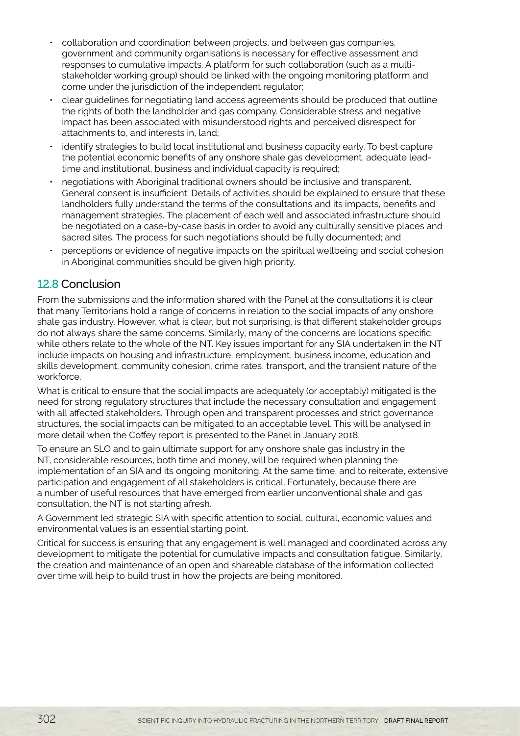- collaboration and coordination between projects, and between gas companies, government and community organisations is necessary for effective assessment and responses to cumulative impacts. A platform for such collaboration (such as a multi-stakeholder working group) should be linked with the ongoing monitoring platform and come under the jurisdiction of the independent regulator;
- clear guidelines for negotiating land access agreements should be produced that outline the rights of both the landholder and gas company. Considerable stress and negative impact has been associated with misunderstood rights and perceived disrespect for attachments to, and interests in, land;
- identify strategies to build local institutional and business capacity early. To best capture the potential economic benefits of any onshore shale gas development, adequate lead-time and institutional, business and individual capacity is required;
- negotiations with Aboriginal traditional owners should be inclusive and transparent. General consent is insufficient. Details of activities should be explained to ensure that these landholders fully understand the terms of the consultations and its impacts, benefits and management strategies. The placement of each well and associated infrastructure should be negotiated on a case-by-case basis in order to avoid any culturally sensitive places and sacred sites. The process for such negotiations should be fully documented; and
- perceptions or evidence of negative impacts on the spiritual wellbeing and social cohesion in Aboriginal communities should be given high priority.

## 12.8 Conclusion

From the submissions and the information shared with the Panel at the consultations it is clear that many Territorians hold a range of concerns in relation to the social impacts of any onshore shale gas industry. However, what is clear, but not surprising, is that different stakeholder groups do not always share the same concerns. Similarly, many of the concerns are locations specific, while others relate to the whole of the NT. Key issues important for any SIA undertaken in the NT include impacts on housing and infrastructure, employment, business income, education and skills development, community cohesion, crime rates, transport, and the transient nature of the workforce.

What is critical to ensure that the social impacts are adequately (or acceptably) mitigated is the need for strong regulatory structures that include the necessary consultation and engagement with all affected stakeholders. Through open and transparent processes and strict governance structures, the social impacts can be mitigated to an acceptable level. This will be analysed in more detail when the Coffey report is presented to the Panel in January 2018.

To ensure an SLO and to gain ultimate support for any onshore shale gas industry in the NT, considerable resources, both time and money, will be required when planning the implementation of an SIA and its ongoing monitoring. At the same time, and to reiterate, extensive participation and engagement of all stakeholders is critical. Fortunately, because there are a number of useful resources that have emerged from earlier unconventional shale and gas consultation, the NT is not starting afresh.

A Government led strategic SIA with specific attention to social, cultural, economic values and environmental values is an essential starting point.

Critical for success is ensuring that any engagement is well managed and coordinated across any development to mitigate the potential for cumulative impacts and consultation fatigue. Similarly, the creation and maintenance of an open and shareable database of the information collected over time will help to build trust in how the projects are being monitored.